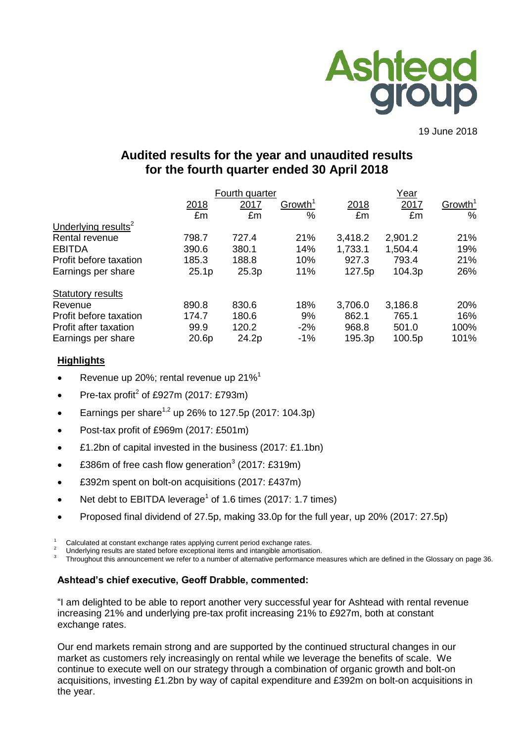Ashtead group

19 June 2018

# Audited results for the year and unaudited results for the fourth quarter ended 30 April 2018

| | Fourth quarter | | | Year | | |
|---|---|---|---|---|---|---|
| | 2018 | 2017 | Growth[1] | 2018 | 2017 | Growth[1] |
| | £m | £m | % | £m | £m | % |
| Underlying results[2] | | | | | | |
| Rental revenue | 798.7 | 727.4 | 21% | 3,418.2 | 2,901.2 | 21% |
| EBITDA | 390.6 | 380.1 | 14% | 1,733.1 | 1,504.4 | 19% |
| Profit before taxation | 185.3 | 188.8 | 10% | 927.3 | 793.4 | 21% |
| Earnings per share | 25.1p | 25.3p | 11% | 127.5p | 104.3p | 26% |
| | | | | | | |
| Statutory results | | | | | | |
| Revenue | 890.8 | 830.6 | 18% | 3,706.0 | 3,186.8 | 20% |
| Profit before taxation | 174.7 | 180.6 | 9% | 862.1 | 765.1 | 16% |
| Profit after taxation | 99.9 | 120.2 | -2% | 968.8 | 501.0 | 100% |
| Earnings per share | 20.6p | 24.2p | -1% | 195.3p | 100.5p | 101% |

**Highlights**

- Revenue up 20%; rental revenue up 21%[1]
- Pre-tax profit[2] of £927m (2017: £793m)
- Earnings per share[1,2] up 26% to 127.5p (2017: 104.3p)
- Post-tax profit of £969m (2017: £501m)
- £1.2bn of capital invested in the business (2017: £1.1bn)
- £386m of free cash flow generation[3] (2017: £319m)
- £392m spent on bolt-on acquisitions (2017: £437m)
- Net debt to EBITDA leverage[1] of 1.6 times (2017: 1.7 times)
- Proposed final dividend of 27.5p, making 33.0p for the full year, up 20% (2017: 27.5p)

[1] Calculated at constant exchange rates applying current period exchange rates.
[2] Underlying results are stated before exceptional items and intangible amortisation.
[3] Throughout this announcement we refer to a number of alternative performance measures which are defined in the Glossary on page 36.

**Ashtead's chief executive, Geoff Drabble, commented:**

"I am delighted to be able to report another very successful year for Ashtead with rental revenue increasing 21% and underlying pre-tax profit increasing 21% to £927m, both at constant exchange rates.

Our end markets remain strong and are supported by the continued structural changes in our market as customers rely increasingly on rental while we leverage the benefits of scale. We continue to execute well on our strategy through a combination of organic growth and bolt-on acquisitions, investing £1.2bn by way of capital expenditure and £392m on bolt-on acquisitions in the year.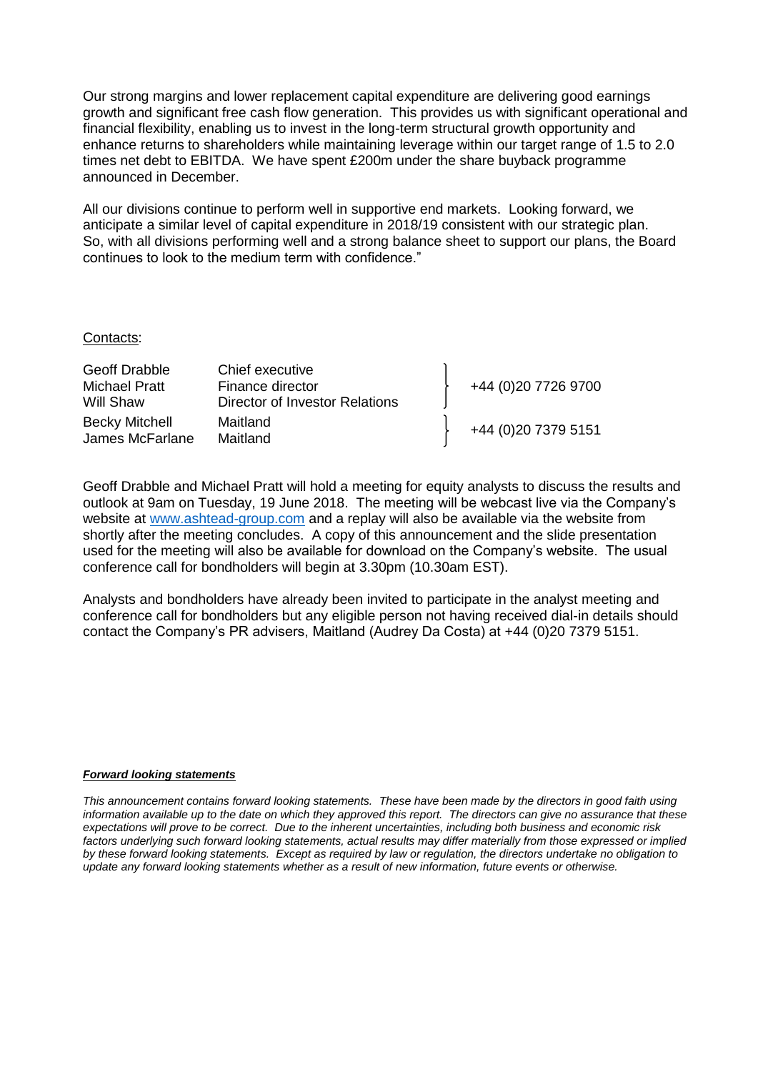Our strong margins and lower replacement capital expenditure are delivering good earnings growth and significant free cash flow generation. This provides us with significant operational and financial flexibility, enabling us to invest in the long-term structural growth opportunity and enhance returns to shareholders while maintaining leverage within our target range of 1.5 to 2.0 times net debt to EBITDA. We have spent £200m under the share buyback programme announced in December.

All our divisions continue to perform well in supportive end markets. Looking forward, we anticipate a similar level of capital expenditure in 2018/19 consistent with our strategic plan. So, with all divisions performing well and a strong balance sheet to support our plans, the Board continues to look to the medium term with confidence."

Contacts:

| | | |
|---|---|---|
| Geoff Drabble | Chief executive | +44 (0)20 7726 9700 |
| Michael Pratt | Finance director | |
| Will Shaw | Director of Investor Relations | |
| Becky Mitchell | Maitland | +44 (0)20 7379 5151 |
| James McFarlane | Maitland | |

Geoff Drabble and Michael Pratt will hold a meeting for equity analysts to discuss the results and outlook at 9am on Tuesday, 19 June 2018. The meeting will be webcast live via the Company's website at www.ashtead-group.com and a replay will also be available via the website from shortly after the meeting concludes. A copy of this announcement and the slide presentation used for the meeting will also be available for download on the Company's website. The usual conference call for bondholders will begin at 3.30pm (10.30am EST).

Analysts and bondholders have already been invited to participate in the analyst meeting and conference call for bondholders but any eligible person not having received dial-in details should contact the Company's PR advisers, Maitland (Audrey Da Costa) at +44 (0)20 7379 5151.

***Forward looking statements***

*This announcement contains forward looking statements. These have been made by the directors in good faith using information available up to the date on which they approved this report. The directors can give no assurance that these expectations will prove to be correct. Due to the inherent uncertainties, including both business and economic risk factors underlying such forward looking statements, actual results may differ materially from those expressed or implied by these forward looking statements. Except as required by law or regulation, the directors undertake no obligation to update any forward looking statements whether as a result of new information, future events or otherwise.*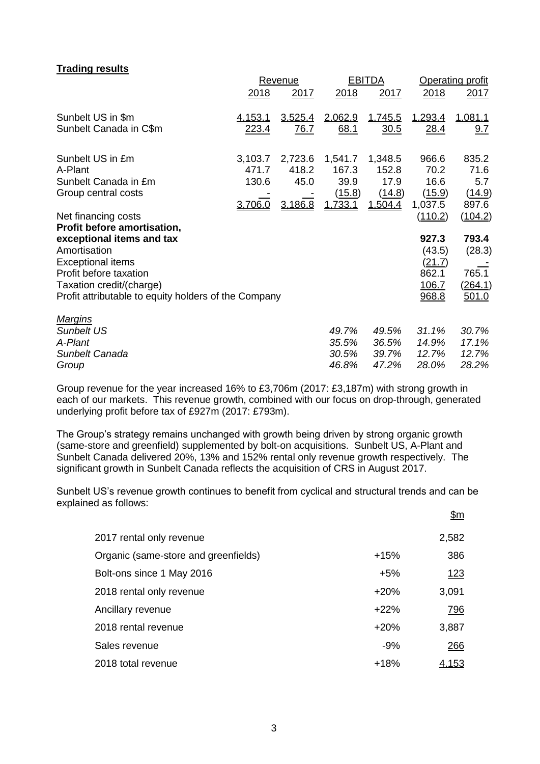**Trading results**

| | Revenue | | EBITDA | | Operating profit | |
|---|---|---|---|---|---|---|
| | 2018 | 2017 | 2018 | 2017 | 2018 | 2017 |
| Sunbelt US in $m | 4,153.1 | 3,525.4 | 2,062.9 | 1,745.5 | 1,293.4 | 1,081.1 |
| Sunbelt Canada in C$m | 223.4 | 76.7 | 68.1 | 30.5 | 28.4 | 9.7 |
| | | | | | | |
| Sunbelt US in £m | 3,103.7 | 2,723.6 | 1,541.7 | 1,348.5 | 966.6 | 835.2 |
| A-Plant | 471.7 | 418.2 | 167.3 | 152.8 | 70.2 | 71.6 |
| Sunbelt Canada in £m | 130.6 | 45.0 | 39.9 | 17.9 | 16.6 | 5.7 |
| Group central costs | - | - | (15.8) | (14.8) | (15.9) | (14.9) |
| | 3,706.0 | 3,186.8 | 1,733.1 | 1,504.4 | 1,037.5 | 897.6 |
| Net financing costs | | | | | (110.2) | (104.2) |
| **Profit before amortisation, exceptional items and tax** | | | | | **927.3** | **793.4** |
| Amortisation | | | | | (43.5) | (28.3) |
| Exceptional items | | | | | (21.7) | - |
| Profit before taxation | | | | | 862.1 | 765.1 |
| Taxation credit/(charge) | | | | | 106.7 | (264.1) |
| Profit attributable to equity holders of the Company | | | | | 968.8 | 501.0 |
| | | | | | | |
| *Margins* | | | | | | |
| *Sunbelt US* | | | *49.7%* | *49.5%* | *31.1%* | *30.7%* |
| *A-Plant* | | | *35.5%* | *36.5%* | *14.9%* | *17.1%* |
| *Sunbelt Canada* | | | *30.5%* | *39.7%* | *12.7%* | *12.7%* |
| *Group* | | | *46.8%* | *47.2%* | *28.0%* | *28.2%* |

Group revenue for the year increased 16% to £3,706m (2017: £3,187m) with strong growth in each of our markets. This revenue growth, combined with our focus on drop-through, generated underlying profit before tax of £927m (2017: £793m).

The Group's strategy remains unchanged with growth being driven by strong organic growth (same-store and greenfield) supplemented by bolt-on acquisitions. Sunbelt US, A-Plant and Sunbelt Canada delivered 20%, 13% and 152% rental only revenue growth respectively. The significant growth in Sunbelt Canada reflects the acquisition of CRS in August 2017.

Sunbelt US's revenue growth continues to benefit from cyclical and structural trends and can be explained as follows:

| | | $m |
|---|---|---|
| 2017 rental only revenue | | 2,582 |
| Organic (same-store and greenfields) | +15% | 386 |
| Bolt-ons since 1 May 2016 | +5% | 123 |
| 2018 rental only revenue | +20% | 3,091 |
| Ancillary revenue | +22% | 796 |
| 2018 rental revenue | +20% | 3,887 |
| Sales revenue | -9% | 266 |
| 2018 total revenue | +18% | 4,153 |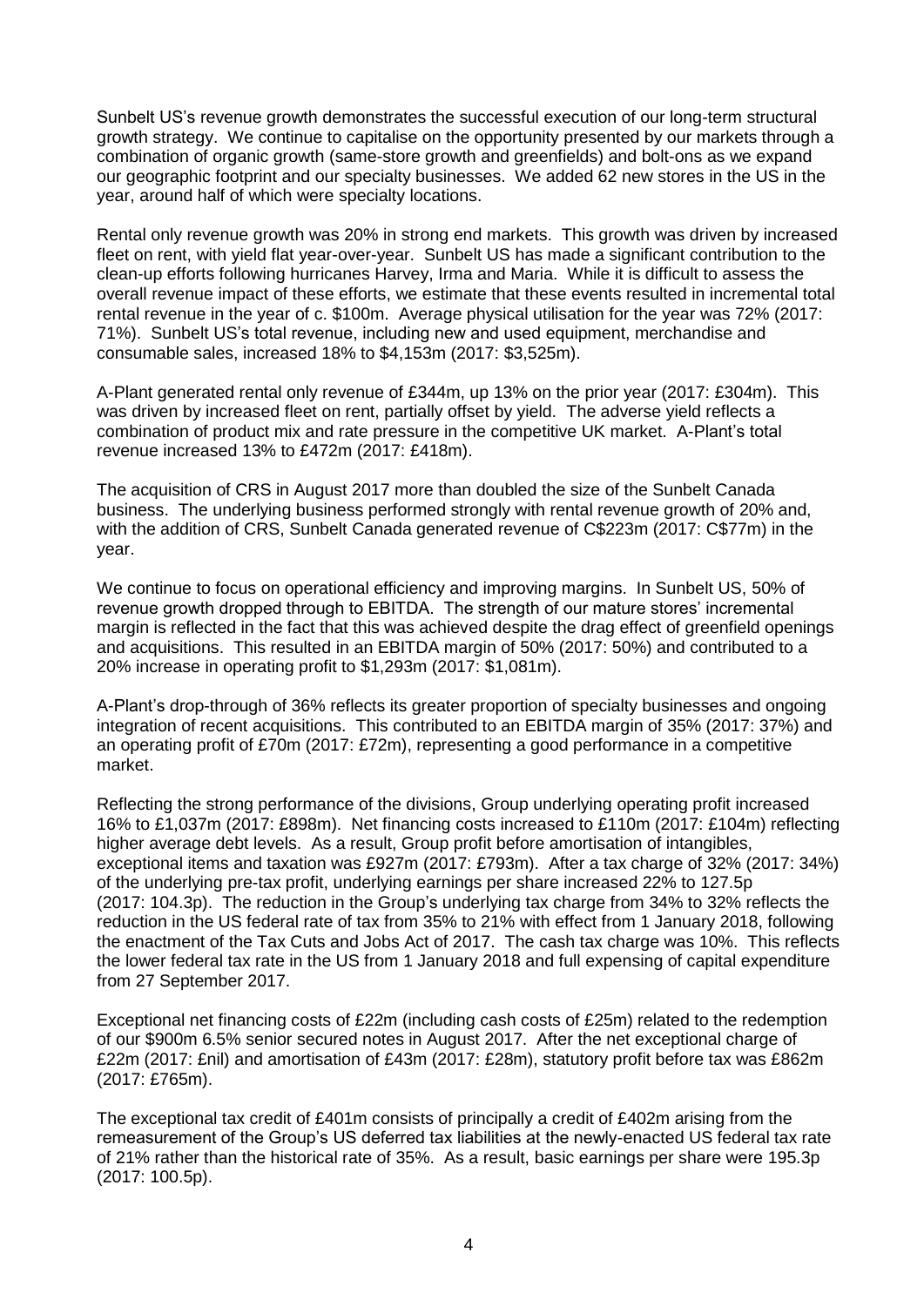Sunbelt US's revenue growth demonstrates the successful execution of our long-term structural growth strategy. We continue to capitalise on the opportunity presented by our markets through a combination of organic growth (same-store growth and greenfields) and bolt-ons as we expand our geographic footprint and our specialty businesses. We added 62 new stores in the US in the year, around half of which were specialty locations.

Rental only revenue growth was 20% in strong end markets. This growth was driven by increased fleet on rent, with yield flat year-over-year. Sunbelt US has made a significant contribution to the clean-up efforts following hurricanes Harvey, Irma and Maria. While it is difficult to assess the overall revenue impact of these efforts, we estimate that these events resulted in incremental total rental revenue in the year of c. \$100m. Average physical utilisation for the year was 72% (2017: 71%). Sunbelt US's total revenue, including new and used equipment, merchandise and consumable sales, increased 18% to \$4,153m (2017: \$3,525m).

A-Plant generated rental only revenue of £344m, up 13% on the prior year (2017: £304m). This was driven by increased fleet on rent, partially offset by yield. The adverse yield reflects a combination of product mix and rate pressure in the competitive UK market. A-Plant's total revenue increased 13% to £472m (2017: £418m).

The acquisition of CRS in August 2017 more than doubled the size of the Sunbelt Canada business. The underlying business performed strongly with rental revenue growth of 20% and, with the addition of CRS, Sunbelt Canada generated revenue of C\$223m (2017: C\$77m) in the year.

We continue to focus on operational efficiency and improving margins. In Sunbelt US, 50% of revenue growth dropped through to EBITDA. The strength of our mature stores' incremental margin is reflected in the fact that this was achieved despite the drag effect of greenfield openings and acquisitions. This resulted in an EBITDA margin of 50% (2017: 50%) and contributed to a 20% increase in operating profit to \$1,293m (2017: \$1,081m).

A-Plant's drop-through of 36% reflects its greater proportion of specialty businesses and ongoing integration of recent acquisitions. This contributed to an EBITDA margin of 35% (2017: 37%) and an operating profit of £70m (2017: £72m), representing a good performance in a competitive market.

Reflecting the strong performance of the divisions, Group underlying operating profit increased 16% to £1,037m (2017: £898m). Net financing costs increased to £110m (2017: £104m) reflecting higher average debt levels. As a result, Group profit before amortisation of intangibles, exceptional items and taxation was £927m (2017: £793m). After a tax charge of 32% (2017: 34%) of the underlying pre-tax profit, underlying earnings per share increased 22% to 127.5p (2017: 104.3p). The reduction in the Group's underlying tax charge from 34% to 32% reflects the reduction in the US federal rate of tax from 35% to 21% with effect from 1 January 2018, following the enactment of the Tax Cuts and Jobs Act of 2017. The cash tax charge was 10%. This reflects the lower federal tax rate in the US from 1 January 2018 and full expensing of capital expenditure from 27 September 2017.

Exceptional net financing costs of £22m (including cash costs of £25m) related to the redemption of our \$900m 6.5% senior secured notes in August 2017. After the net exceptional charge of £22m (2017: £nil) and amortisation of £43m (2017: £28m), statutory profit before tax was £862m (2017: £765m).

The exceptional tax credit of £401m consists of principally a credit of £402m arising from the remeasurement of the Group's US deferred tax liabilities at the newly-enacted US federal tax rate of 21% rather than the historical rate of 35%. As a result, basic earnings per share were 195.3p (2017: 100.5p).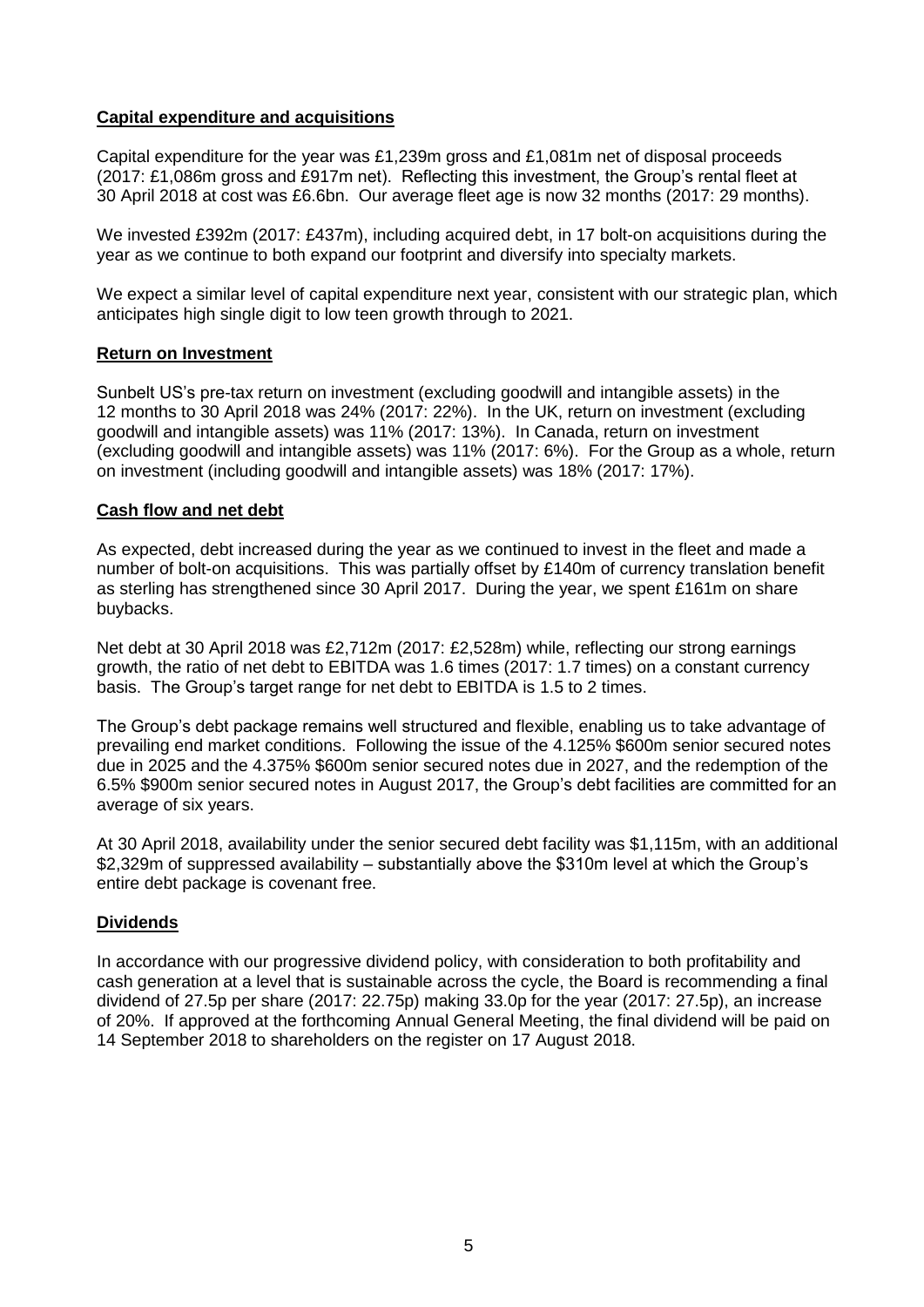## **Capital expenditure and acquisitions**

Capital expenditure for the year was £1,239m gross and £1,081m net of disposal proceeds (2017: £1,086m gross and £917m net). Reflecting this investment, the Group's rental fleet at 30 April 2018 at cost was £6.6bn. Our average fleet age is now 32 months (2017: 29 months).

We invested £392m (2017: £437m), including acquired debt, in 17 bolt-on acquisitions during the year as we continue to both expand our footprint and diversify into specialty markets.

We expect a similar level of capital expenditure next year, consistent with our strategic plan, which anticipates high single digit to low teen growth through to 2021.

## **Return on Investment**

Sunbelt US's pre-tax return on investment (excluding goodwill and intangible assets) in the 12 months to 30 April 2018 was 24% (2017: 22%). In the UK, return on investment (excluding goodwill and intangible assets) was 11% (2017: 13%). In Canada, return on investment (excluding goodwill and intangible assets) was 11% (2017: 6%). For the Group as a whole, return on investment (including goodwill and intangible assets) was 18% (2017: 17%).

## **Cash flow and net debt**

As expected, debt increased during the year as we continued to invest in the fleet and made a number of bolt-on acquisitions. This was partially offset by £140m of currency translation benefit as sterling has strengthened since 30 April 2017. During the year, we spent £161m on share buybacks.

Net debt at 30 April 2018 was £2,712m (2017: £2,528m) while, reflecting our strong earnings growth, the ratio of net debt to EBITDA was 1.6 times (2017: 1.7 times) on a constant currency basis. The Group's target range for net debt to EBITDA is 1.5 to 2 times.

The Group's debt package remains well structured and flexible, enabling us to take advantage of prevailing end market conditions. Following the issue of the 4.125% \$600m senior secured notes due in 2025 and the 4.375% \$600m senior secured notes due in 2027, and the redemption of the 6.5% \$900m senior secured notes in August 2017, the Group's debt facilities are committed for an average of six years.

At 30 April 2018, availability under the senior secured debt facility was \$1,115m, with an additional \$2,329m of suppressed availability – substantially above the \$310m level at which the Group's entire debt package is covenant free.

## **Dividends**

In accordance with our progressive dividend policy, with consideration to both profitability and cash generation at a level that is sustainable across the cycle, the Board is recommending a final dividend of 27.5p per share (2017: 22.75p) making 33.0p for the year (2017: 27.5p), an increase of 20%. If approved at the forthcoming Annual General Meeting, the final dividend will be paid on 14 September 2018 to shareholders on the register on 17 August 2018.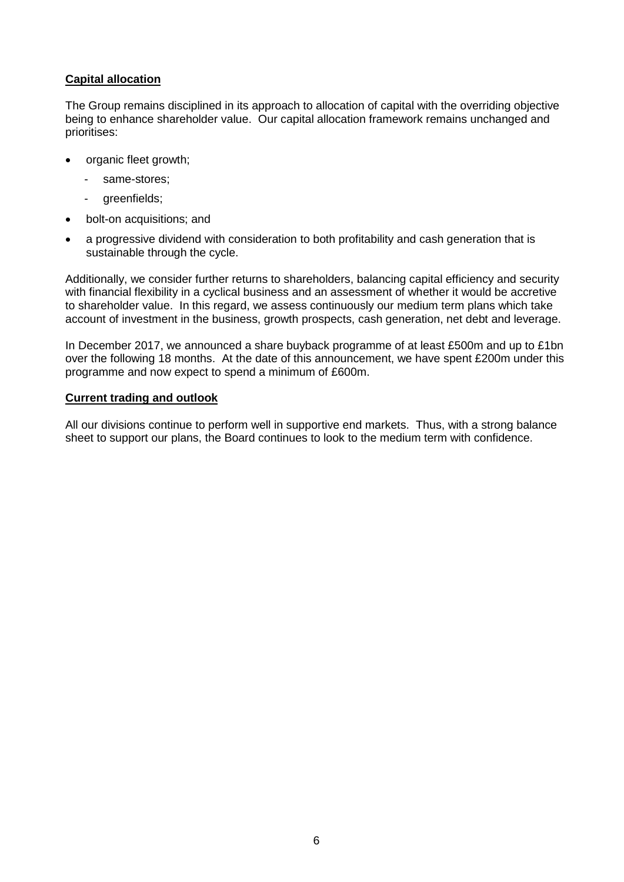## Capital allocation

The Group remains disciplined in its approach to allocation of capital with the overriding objective being to enhance shareholder value. Our capital allocation framework remains unchanged and prioritises:

- organic fleet growth;
  - same-stores;
  - greenfields;
- bolt-on acquisitions; and
- a progressive dividend with consideration to both profitability and cash generation that is sustainable through the cycle.

Additionally, we consider further returns to shareholders, balancing capital efficiency and security with financial flexibility in a cyclical business and an assessment of whether it would be accretive to shareholder value. In this regard, we assess continuously our medium term plans which take account of investment in the business, growth prospects, cash generation, net debt and leverage.

In December 2017, we announced a share buyback programme of at least £500m and up to £1bn over the following 18 months. At the date of this announcement, we have spent £200m under this programme and now expect to spend a minimum of £600m.

## Current trading and outlook

All our divisions continue to perform well in supportive end markets. Thus, with a strong balance sheet to support our plans, the Board continues to look to the medium term with confidence.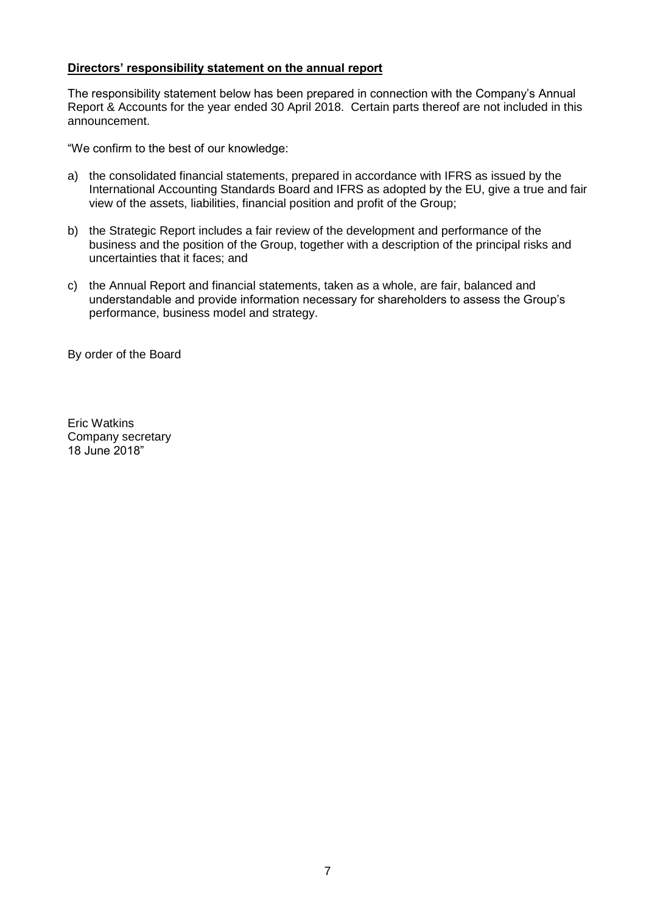**Directors' responsibility statement on the annual report**

The responsibility statement below has been prepared in connection with the Company's Annual Report & Accounts for the year ended 30 April 2018. Certain parts thereof are not included in this announcement.

"We confirm to the best of our knowledge:

a) the consolidated financial statements, prepared in accordance with IFRS as issued by the International Accounting Standards Board and IFRS as adopted by the EU, give a true and fair view of the assets, liabilities, financial position and profit of the Group;

b) the Strategic Report includes a fair review of the development and performance of the business and the position of the Group, together with a description of the principal risks and uncertainties that it faces; and

c) the Annual Report and financial statements, taken as a whole, are fair, balanced and understandable and provide information necessary for shareholders to assess the Group's performance, business model and strategy.

By order of the Board

Eric Watkins
Company secretary
18 June 2018"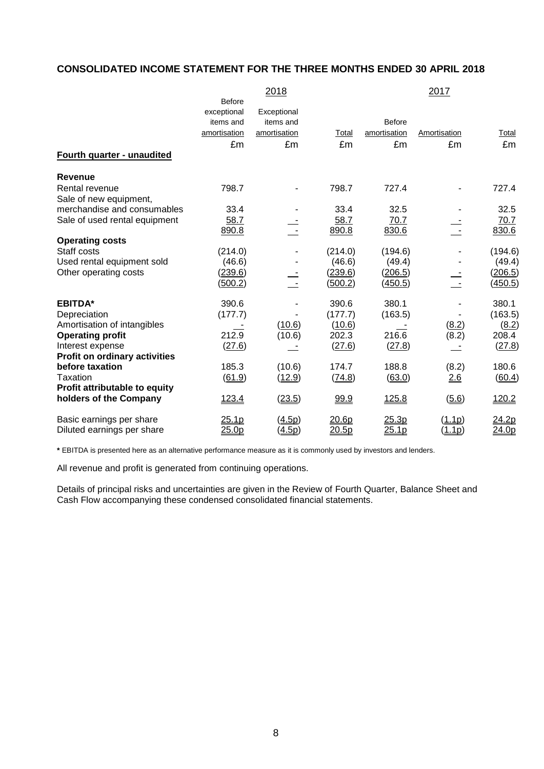## CONSOLIDATED INCOME STATEMENT FOR THE THREE MONTHS ENDED 30 APRIL 2018

| | 2018 | | | 2017 | | |
|---|---|---|---|---|---|---|
| | Before exceptional items and amortisation | Exceptional items and amortisation | Total | Before amortisation | Amortisation | Total |
| | £m | £m | £m | £m | £m | £m |
| **Fourth quarter - unaudited** | | | | | | |
| **Revenue** | | | | | | |
| Rental revenue | 798.7 | - | 798.7 | 727.4 | - | 727.4 |
| Sale of new equipment, merchandise and consumables | 33.4 | - | 33.4 | 32.5 | - | 32.5 |
| Sale of used rental equipment | 58.7 | - | 58.7 | 70.7 | - | 70.7 |
| | 890.8 | - | 890.8 | 830.6 | - | 830.6 |
| **Operating costs** | | | | | | |
| Staff costs | (214.0) | - | (214.0) | (194.6) | - | (194.6) |
| Used rental equipment sold | (46.6) | - | (46.6) | (49.4) | - | (49.4) |
| Other operating costs | (239.6) | - | (239.6) | (206.5) | - | (206.5) |
| | (500.2) | - | (500.2) | (450.5) | - | (450.5) |
| **EBITDA*** | 390.6 | - | 390.6 | 380.1 | - | 380.1 |
| Depreciation | (177.7) | - | (177.7) | (163.5) | - | (163.5) |
| Amortisation of intangibles | - | (10.6) | (10.6) | - | (8.2) | (8.2) |
| **Operating profit** | 212.9 | (10.6) | 202.3 | 216.6 | (8.2) | 208.4 |
| Interest expense | (27.6) | - | (27.6) | (27.8) | - | (27.8) |
| **Profit on ordinary activities before taxation** | 185.3 | (10.6) | 174.7 | 188.8 | (8.2) | 180.6 |
| Taxation | (61.9) | (12.9) | (74.8) | (63.0) | 2.6 | (60.4) |
| **Profit attributable to equity holders of the Company** | 123.4 | (23.5) | 99.9 | 125.8 | (5.6) | 120.2 |
| Basic earnings per share | 25.1p | (4.5p) | 20.6p | 25.3p | (1.1p) | 24.2p |
| Diluted earnings per share | 25.0p | (4.5p) | 20.5p | 25.1p | (1.1p) | 24.0p |

**\*** EBITDA is presented here as an alternative performance measure as it is commonly used by investors and lenders.

All revenue and profit is generated from continuing operations.

Details of principal risks and uncertainties are given in the Review of Fourth Quarter, Balance Sheet and Cash Flow accompanying these condensed consolidated financial statements.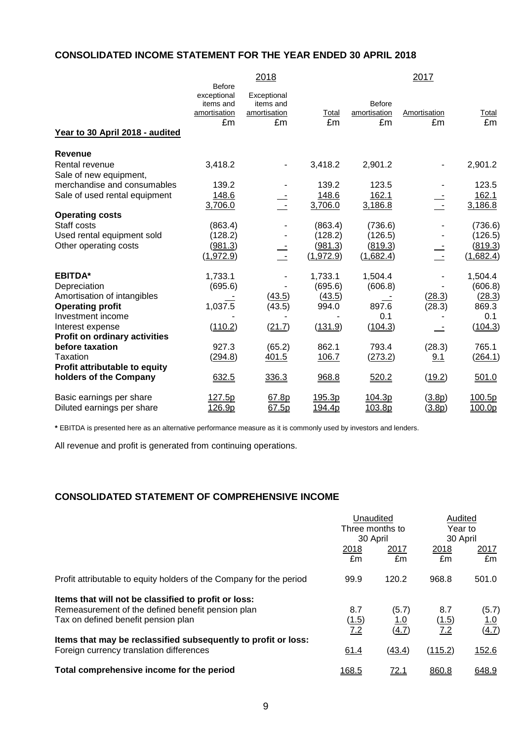## CONSOLIDATED INCOME STATEMENT FOR THE YEAR ENDED 30 APRIL 2018

| | 2018 | | | 2017 | | |
|---|---|---|---|---|---|---|
| | Before exceptional items and amortisation | Exceptional items and amortisation | Total | Before amortisation | Amortisation | Total |
| | £m | £m | £m | £m | £m | £m |
| **Year to 30 April 2018 - audited** | | | | | | |
| **Revenue** | | | | | | |
| Rental revenue | 3,418.2 | - | 3,418.2 | 2,901.2 | - | 2,901.2 |
| Sale of new equipment, merchandise and consumables | 139.2 | - | 139.2 | 123.5 | - | 123.5 |
| Sale of used rental equipment | 148.6 | - | 148.6 | 162.1 | - | 162.1 |
| | 3,706.0 | - | 3,706.0 | 3,186.8 | - | 3,186.8 |
| **Operating costs** | | | | | | |
| Staff costs | (863.4) | - | (863.4) | (736.6) | - | (736.6) |
| Used rental equipment sold | (128.2) | - | (128.2) | (126.5) | - | (126.5) |
| Other operating costs | (981.3) | - | (981.3) | (819.3) | - | (819.3) |
| | (1,972.9) | - | (1,972.9) | (1,682.4) | - | (1,682.4) |
| **EBITDA*** | 1,733.1 | - | 1,733.1 | 1,504.4 | - | 1,504.4 |
| Depreciation | (695.6) | - | (695.6) | (606.8) | - | (606.8) |
| Amortisation of intangibles | - | (43.5) | (43.5) | - | (28.3) | (28.3) |
| **Operating profit** | 1,037.5 | (43.5) | 994.0 | 897.6 | (28.3) | 869.3 |
| Investment income | - | - | - | 0.1 | - | 0.1 |
| Interest expense | (110.2) | (21.7) | (131.9) | (104.3) | - | (104.3) |
| **Profit on ordinary activities before taxation** | 927.3 | (65.2) | 862.1 | 793.4 | (28.3) | 765.1 |
| Taxation | (294.8) | 401.5 | 106.7 | (273.2) | 9.1 | (264.1) |
| **Profit attributable to equity holders of the Company** | 632.5 | 336.3 | 968.8 | 520.2 | (19.2) | 501.0 |
| Basic earnings per share | 127.5p | 67.8p | 195.3p | 104.3p | (3.8p) | 100.5p |
| Diluted earnings per share | 126.9p | 67.5p | 194.4p | 103.8p | (3.8p) | 100.0p |

**\*** EBITDA is presented here as an alternative performance measure as it is commonly used by investors and lenders.

All revenue and profit is generated from continuing operations.

## CONSOLIDATED STATEMENT OF COMPREHENSIVE INCOME

| | Unaudited Three months to 30 April | | Audited Year to 30 April | |
|---|---|---|---|---|
| | 2018 | 2017 | 2018 | 2017 |
| | £m | £m | £m | £m |
| Profit attributable to equity holders of the Company for the period | 99.9 | 120.2 | 968.8 | 501.0 |
| **Items that will not be classified to profit or loss:** | | | | |
| Remeasurement of the defined benefit pension plan | 8.7 | (5.7) | 8.7 | (5.7) |
| Tax on defined benefit pension plan | (1.5) | 1.0 | (1.5) | 1.0 |
| | 7.2 | (4.7) | 7.2 | (4.7) |
| **Items that may be reclassified subsequently to profit or loss:** | | | | |
| Foreign currency translation differences | 61.4 | (43.4) | (115.2) | 152.6 |
| **Total comprehensive income for the period** | 168.5 | 72.1 | 860.8 | 648.9 |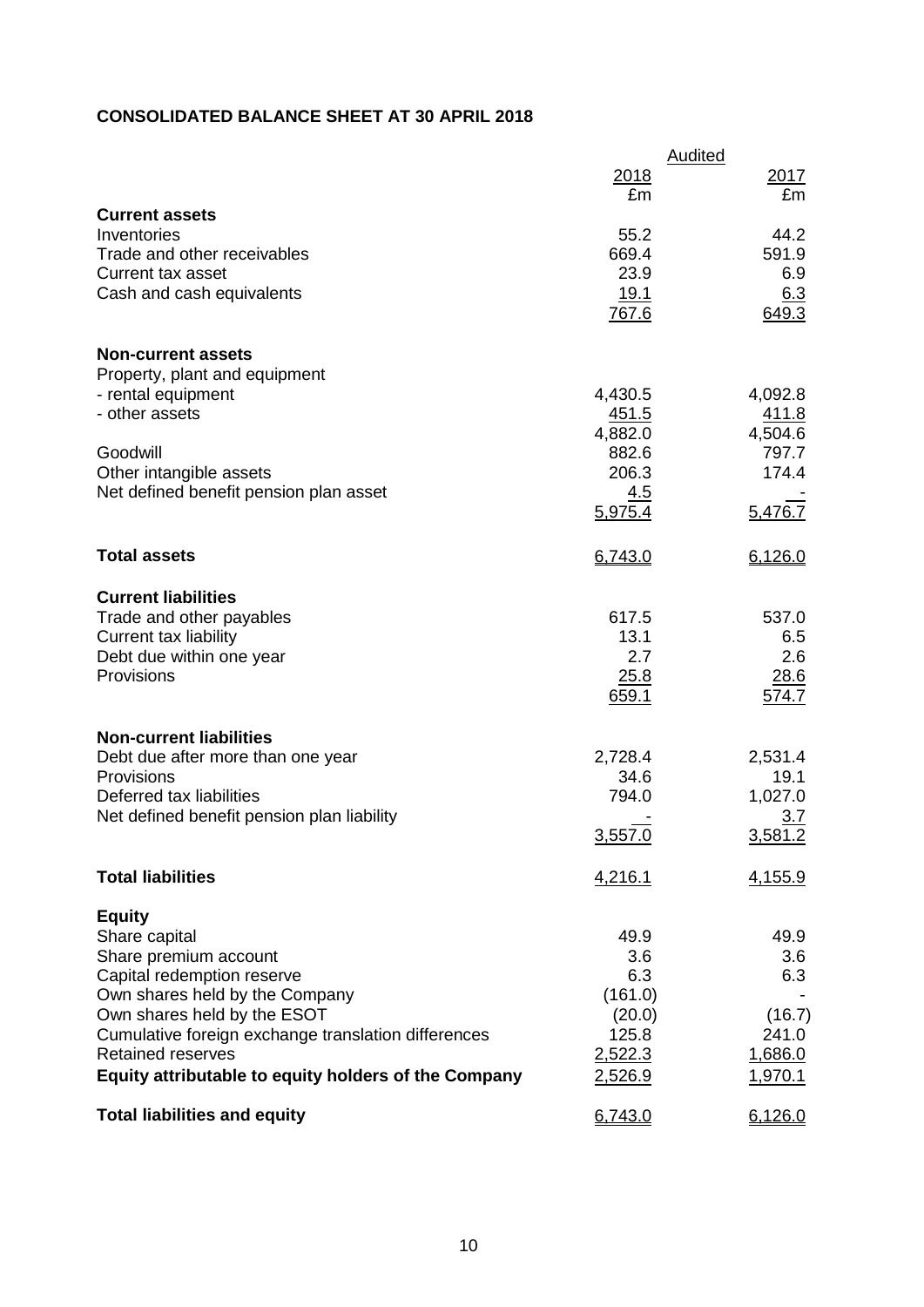## CONSOLIDATED BALANCE SHEET AT 30 APRIL 2018

| | Audited | |
|---|---|---|
| | 2018 | 2017 |
| | £m | £m |
| **Current assets** | | |
| Inventories | 55.2 | 44.2 |
| Trade and other receivables | 669.4 | 591.9 |
| Current tax asset | 23.9 | 6.9 |
| Cash and cash equivalents | 19.1 | 6.3 |
| | 767.6 | 649.3 |
| **Non-current assets** | | |
| Property, plant and equipment | | |
| - rental equipment | 4,430.5 | 4,092.8 |
| - other assets | 451.5 | 411.8 |
| | 4,882.0 | 4,504.6 |
| Goodwill | 882.6 | 797.7 |
| Other intangible assets | 206.3 | 174.4 |
| Net defined benefit pension plan asset | 4.5 | - |
| | 5,975.4 | 5,476.7 |
| **Total assets** | 6,743.0 | 6,126.0 |
| **Current liabilities** | | |
| Trade and other payables | 617.5 | 537.0 |
| Current tax liability | 13.1 | 6.5 |
| Debt due within one year | 2.7 | 2.6 |
| Provisions | 25.8 | 28.6 |
| | 659.1 | 574.7 |
| **Non-current liabilities** | | |
| Debt due after more than one year | 2,728.4 | 2,531.4 |
| Provisions | 34.6 | 19.1 |
| Deferred tax liabilities | 794.0 | 1,027.0 |
| Net defined benefit pension plan liability | - | 3.7 |
| | 3,557.0 | 3,581.2 |
| **Total liabilities** | 4,216.1 | 4,155.9 |
| **Equity** | | |
| Share capital | 49.9 | 49.9 |
| Share premium account | 3.6 | 3.6 |
| Capital redemption reserve | 6.3 | 6.3 |
| Own shares held by the Company | (161.0) | - |
| Own shares held by the ESOT | (20.0) | (16.7) |
| Cumulative foreign exchange translation differences | 125.8 | 241.0 |
| Retained reserves | 2,522.3 | 1,686.0 |
| **Equity attributable to equity holders of the Company** | 2,526.9 | 1,970.1 |
| **Total liabilities and equity** | 6,743.0 | 6,126.0 |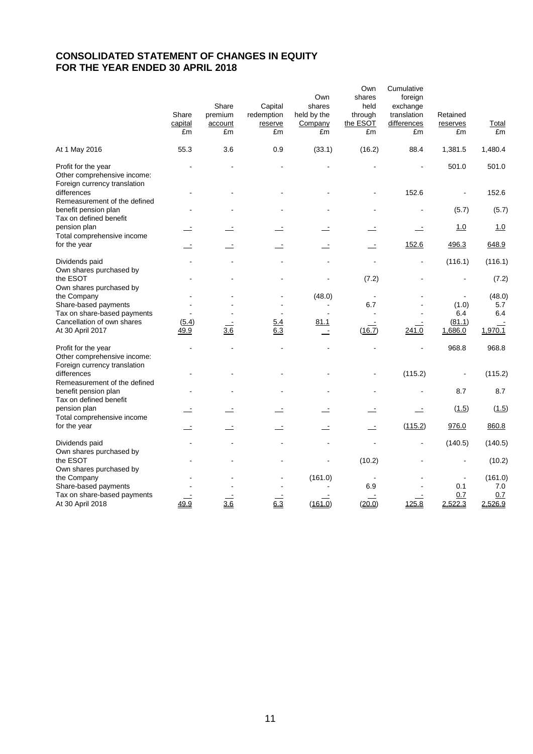# CONSOLIDATED STATEMENT OF CHANGES IN EQUITY
# FOR THE YEAR ENDED 30 APRIL 2018

| | Share capital £m | Share premium account £m | Capital redemption reserve £m | Own shares held by the Company £m | Own shares held through the ESOT £m | Cumulative foreign exchange translation differences £m | Retained reserves £m | Total £m |
|---|---|---|---|---|---|---|---|---|
| At 1 May 2016 | 55.3 | 3.6 | 0.9 | (33.1) | (16.2) | 88.4 | 1,381.5 | 1,480.4 |
| Profit for the year | - | - | - | - | - | - | 501.0 | 501.0 |
| Other comprehensive income: | | | | | | | | |
| Foreign currency translation differences | - | - | - | - | - | 152.6 | - | 152.6 |
| Remeasurement of the defined benefit pension plan | - | - | - | - | - | - | (5.7) | (5.7) |
| Tax on defined benefit pension plan | - | - | - | - | - | - | 1.0 | 1.0 |
| Total comprehensive income for the year | - | - | - | - | - | 152.6 | 496.3 | 648.9 |
| Dividends paid | - | - | - | - | - | - | (116.1) | (116.1) |
| Own shares purchased by the ESOT | - | - | - | - | (7.2) | - | - | (7.2) |
| Own shares purchased by the Company | - | - | - | (48.0) | - | - | - | (48.0) |
| Share-based payments | - | - | - | - | 6.7 | - | (1.0) | 5.7 |
| Tax on share-based payments | - | - | - | - | - | - | 6.4 | 6.4 |
| Cancellation of own shares | (5.4) | - | 5.4 | 81.1 | - | - | (81.1) | - |
| At 30 April 2017 | 49.9 | 3.6 | 6.3 | - | (16.7) | 241.0 | 1,686.0 | 1,970.1 |
| Profit for the year | - | - | - | - | - | - | 968.8 | 968.8 |
| Other comprehensive income: | | | | | | | | |
| Foreign currency translation differences | - | - | - | - | - | (115.2) | - | (115.2) |
| Remeasurement of the defined benefit pension plan | - | - | - | - | - | - | 8.7 | 8.7 |
| Tax on defined benefit pension plan | - | - | - | - | - | - | (1.5) | (1.5) |
| Total comprehensive income for the year | - | - | - | - | - | (115.2) | 976.0 | 860.8 |
| Dividends paid | - | - | - | - | - | - | (140.5) | (140.5) |
| Own shares purchased by the ESOT | - | - | - | - | (10.2) | - | - | (10.2) |
| Own shares purchased by the Company | - | - | - | (161.0) | - | - | - | (161.0) |
| Share-based payments | - | - | - | - | 6.9 | - | 0.1 | 7.0 |
| Tax on share-based payments | - | - | - | - | - | - | 0.7 | 0.7 |
| At 30 April 2018 | 49.9 | 3.6 | 6.3 | (161.0) | (20.0) | 125.8 | 2,522.3 | 2,526.9 |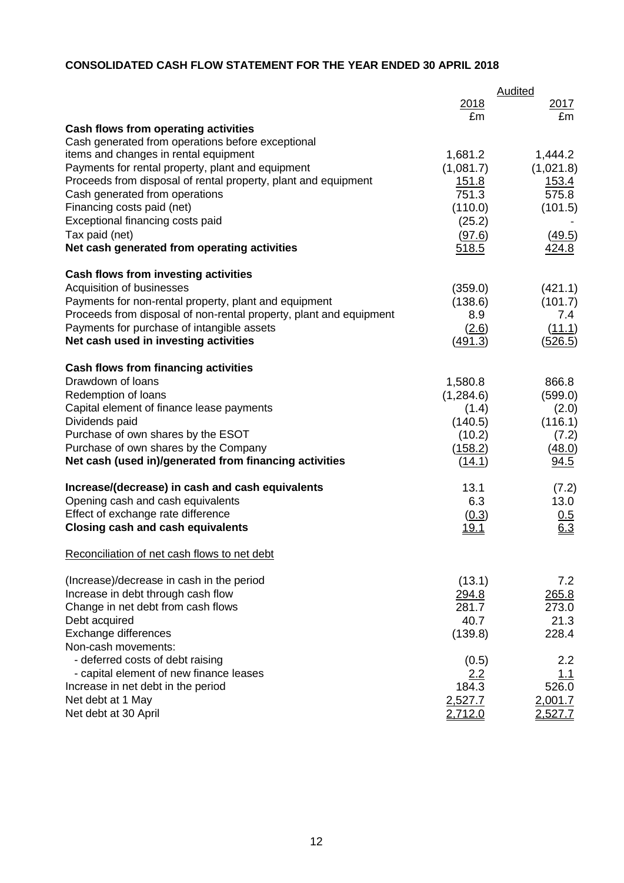## CONSOLIDATED CASH FLOW STATEMENT FOR THE YEAR ENDED 30 APRIL 2018

| | Audited | |
|---|---|---|
| | 2018 | 2017 |
| | £m | £m |
| **Cash flows from operating activities** | | |
| Cash generated from operations before exceptional items and changes in rental equipment | 1,681.2 | 1,444.2 |
| Payments for rental property, plant and equipment | (1,081.7) | (1,021.8) |
| Proceeds from disposal of rental property, plant and equipment | 151.8 | 153.4 |
| Cash generated from operations | 751.3 | 575.8 |
| Financing costs paid (net) | (110.0) | (101.5) |
| Exceptional financing costs paid | (25.2) | - |
| Tax paid (net) | (97.6) | (49.5) |
| **Net cash generated from operating activities** | 518.5 | 424.8 |
| | | |
| **Cash flows from investing activities** | | |
| Acquisition of businesses | (359.0) | (421.1) |
| Payments for non-rental property, plant and equipment | (138.6) | (101.7) |
| Proceeds from disposal of non-rental property, plant and equipment | 8.9 | 7.4 |
| Payments for purchase of intangible assets | (2.6) | (11.1) |
| **Net cash used in investing activities** | (491.3) | (526.5) |
| | | |
| **Cash flows from financing activities** | | |
| Drawdown of loans | 1,580.8 | 866.8 |
| Redemption of loans | (1,284.6) | (599.0) |
| Capital element of finance lease payments | (1.4) | (2.0) |
| Dividends paid | (140.5) | (116.1) |
| Purchase of own shares by the ESOT | (10.2) | (7.2) |
| Purchase of own shares by the Company | (158.2) | (48.0) |
| **Net cash (used in)/generated from financing activities** | (14.1) | 94.5 |
| | | |
| **Increase/(decrease) in cash and cash equivalents** | 13.1 | (7.2) |
| Opening cash and cash equivalents | 6.3 | 13.0 |
| Effect of exchange rate difference | (0.3) | 0.5 |
| **Closing cash and cash equivalents** | 19.1 | 6.3 |

Reconciliation of net cash flows to net debt

| | 2018 | 2017 |
|---|---|---|
| (Increase)/decrease in cash in the period | (13.1) | 7.2 |
| Increase in debt through cash flow | 294.8 | 265.8 |
| Change in net debt from cash flows | 281.7 | 273.0 |
| Debt acquired | 40.7 | 21.3 |
| Exchange differences | (139.8) | 228.4 |
| Non-cash movements: | | |
| - deferred costs of debt raising | (0.5) | 2.2 |
| - capital element of new finance leases | 2.2 | 1.1 |
| Increase in net debt in the period | 184.3 | 526.0 |
| Net debt at 1 May | 2,527.7 | 2,001.7 |
| Net debt at 30 April | 2,712.0 | 2,527.7 |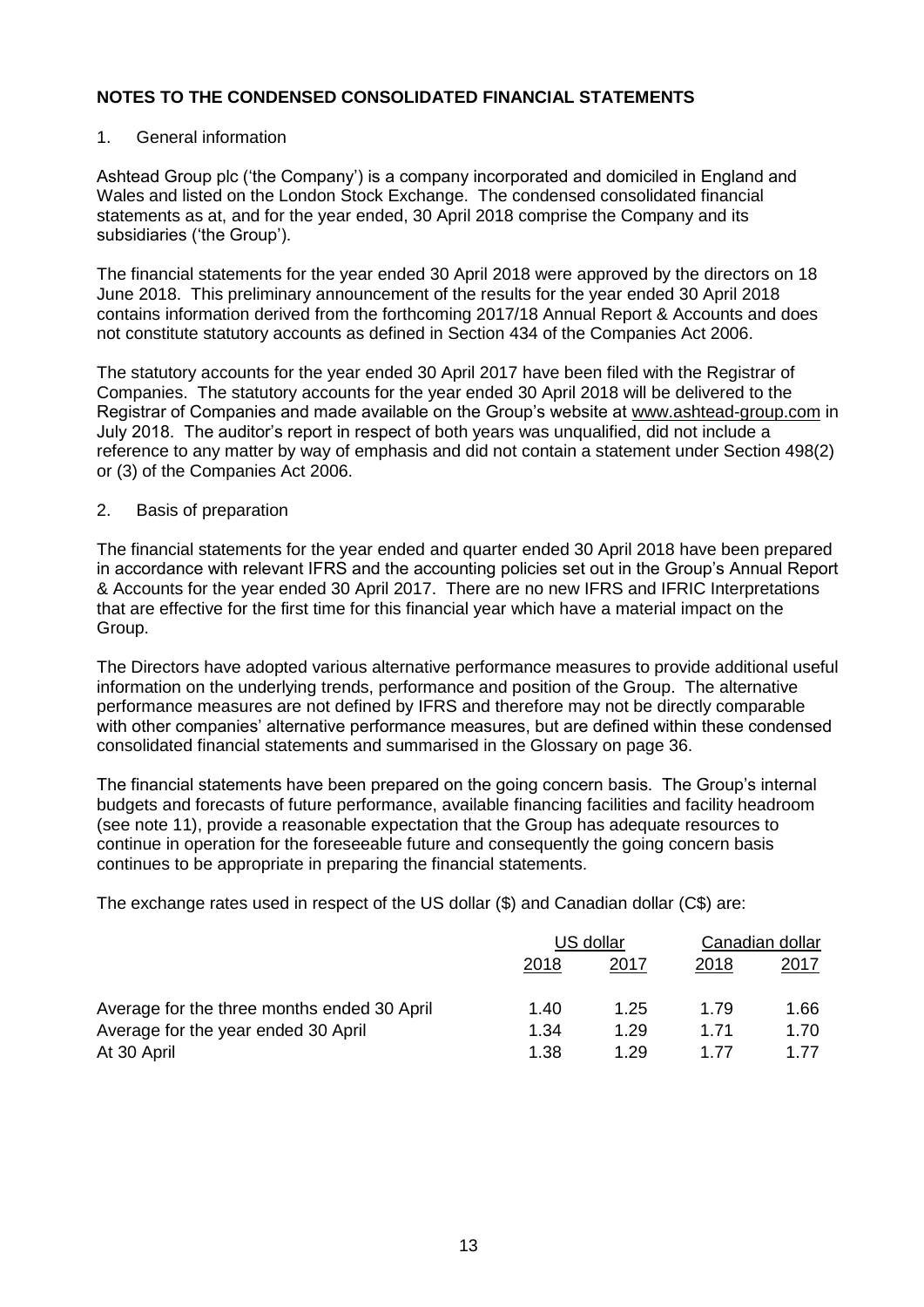## NOTES TO THE CONDENSED CONSOLIDATED FINANCIAL STATEMENTS

1. General information

Ashtead Group plc ('the Company') is a company incorporated and domiciled in England and Wales and listed on the London Stock Exchange. The condensed consolidated financial statements as at, and for the year ended, 30 April 2018 comprise the Company and its subsidiaries ('the Group').

The financial statements for the year ended 30 April 2018 were approved by the directors on 18 June 2018. This preliminary announcement of the results for the year ended 30 April 2018 contains information derived from the forthcoming 2017/18 Annual Report & Accounts and does not constitute statutory accounts as defined in Section 434 of the Companies Act 2006.

The statutory accounts for the year ended 30 April 2017 have been filed with the Registrar of Companies. The statutory accounts for the year ended 30 April 2018 will be delivered to the Registrar of Companies and made available on the Group's website at www.ashtead-group.com in July 2018. The auditor's report in respect of both years was unqualified, did not include a reference to any matter by way of emphasis and did not contain a statement under Section 498(2) or (3) of the Companies Act 2006.

2. Basis of preparation

The financial statements for the year ended and quarter ended 30 April 2018 have been prepared in accordance with relevant IFRS and the accounting policies set out in the Group's Annual Report & Accounts for the year ended 30 April 2017. There are no new IFRS and IFRIC Interpretations that are effective for the first time for this financial year which have a material impact on the Group.

The Directors have adopted various alternative performance measures to provide additional useful information on the underlying trends, performance and position of the Group. The alternative performance measures are not defined by IFRS and therefore may not be directly comparable with other companies' alternative performance measures, but are defined within these condensed consolidated financial statements and summarised in the Glossary on page 36.

The financial statements have been prepared on the going concern basis. The Group's internal budgets and forecasts of future performance, available financing facilities and facility headroom (see note 11), provide a reasonable expectation that the Group has adequate resources to continue in operation for the foreseeable future and consequently the going concern basis continues to be appropriate in preparing the financial statements.

The exchange rates used in respect of the US dollar ($) and Canadian dollar (C$) are:

| | US dollar | | Canadian dollar | |
|---|---|---|---|---|
| | 2018 | 2017 | 2018 | 2017 |
| Average for the three months ended 30 April | 1.40 | 1.25 | 1.79 | 1.66 |
| Average for the year ended 30 April | 1.34 | 1.29 | 1.71 | 1.70 |
| At 30 April | 1.38 | 1.29 | 1.77 | 1.77 |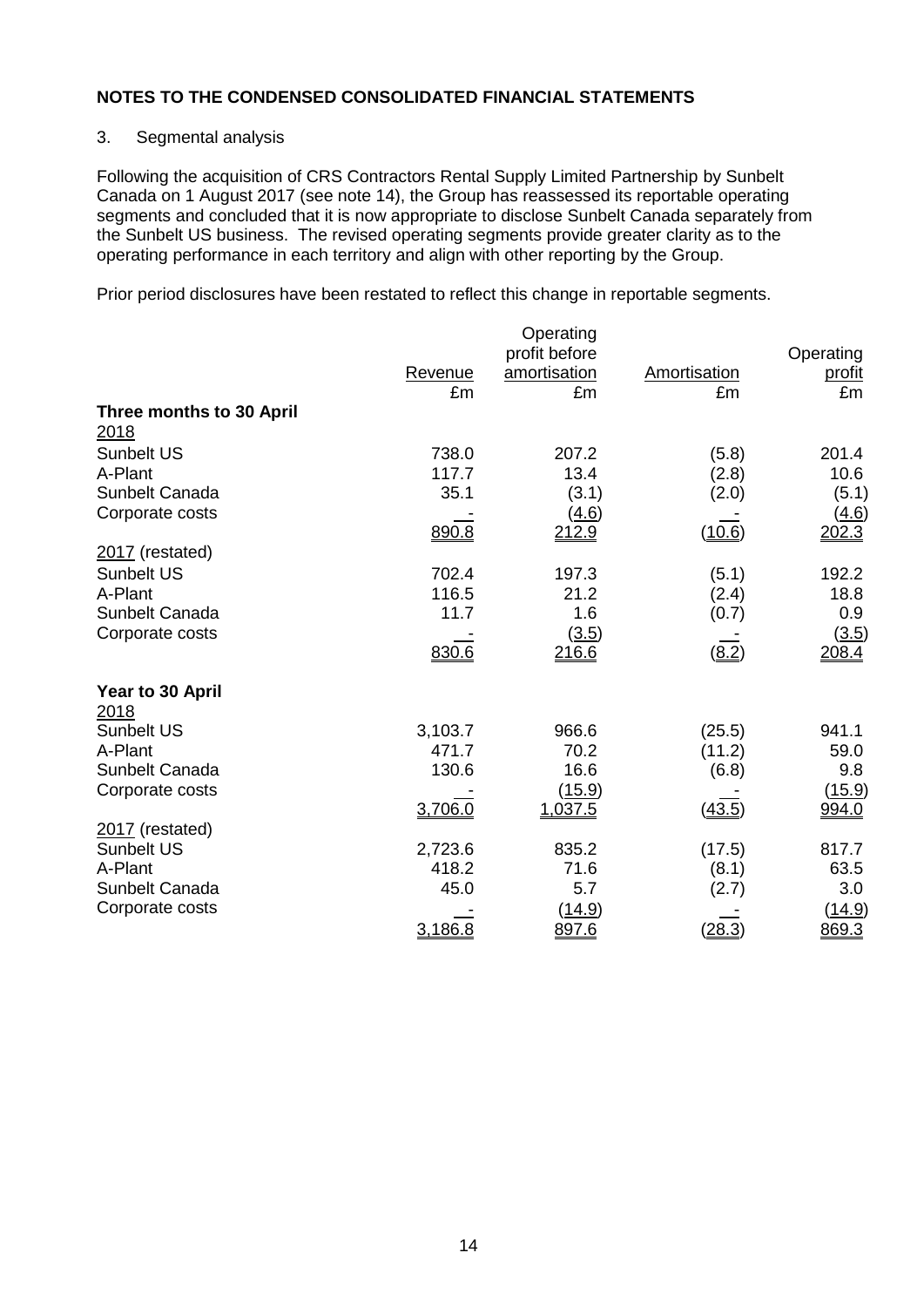## NOTES TO THE CONDENSED CONSOLIDATED FINANCIAL STATEMENTS

3. Segmental analysis

Following the acquisition of CRS Contractors Rental Supply Limited Partnership by Sunbelt Canada on 1 August 2017 (see note 14), the Group has reassessed its reportable operating segments and concluded that it is now appropriate to disclose Sunbelt Canada separately from the Sunbelt US business. The revised operating segments provide greater clarity as to the operating performance in each territory and align with other reporting by the Group.

Prior period disclosures have been restated to reflect this change in reportable segments.

| | Revenue | Operating profit before amortisation | Amortisation | Operating profit |
|---|---|---|---|---|
| | £m | £m | £m | £m |
| **Three months to 30 April** | | | | |
| 2018 | | | | |
| Sunbelt US | 738.0 | 207.2 | (5.8) | 201.4 |
| A-Plant | 117.7 | 13.4 | (2.8) | 10.6 |
| Sunbelt Canada | 35.1 | (3.1) | (2.0) | (5.1) |
| Corporate costs | - | (4.6) | - | (4.6) |
| | 890.8 | 212.9 | (10.6) | 202.3 |
| 2017 (restated) | | | | |
| Sunbelt US | 702.4 | 197.3 | (5.1) | 192.2 |
| A-Plant | 116.5 | 21.2 | (2.4) | 18.8 |
| Sunbelt Canada | 11.7 | 1.6 | (0.7) | 0.9 |
| Corporate costs | - | (3.5) | - | (3.5) |
| | 830.6 | 216.6 | (8.2) | 208.4 |
| **Year to 30 April** | | | | |
| 2018 | | | | |
| Sunbelt US | 3,103.7 | 966.6 | (25.5) | 941.1 |
| A-Plant | 471.7 | 70.2 | (11.2) | 59.0 |
| Sunbelt Canada | 130.6 | 16.6 | (6.8) | 9.8 |
| Corporate costs | - | (15.9) | - | (15.9) |
| | 3,706.0 | 1,037.5 | (43.5) | 994.0 |
| 2017 (restated) | | | | |
| Sunbelt US | 2,723.6 | 835.2 | (17.5) | 817.7 |
| A-Plant | 418.2 | 71.6 | (8.1) | 63.5 |
| Sunbelt Canada | 45.0 | 5.7 | (2.7) | 3.0 |
| Corporate costs | - | (14.9) | - | (14.9) |
| | 3,186.8 | 897.6 | (28.3) | 869.3 |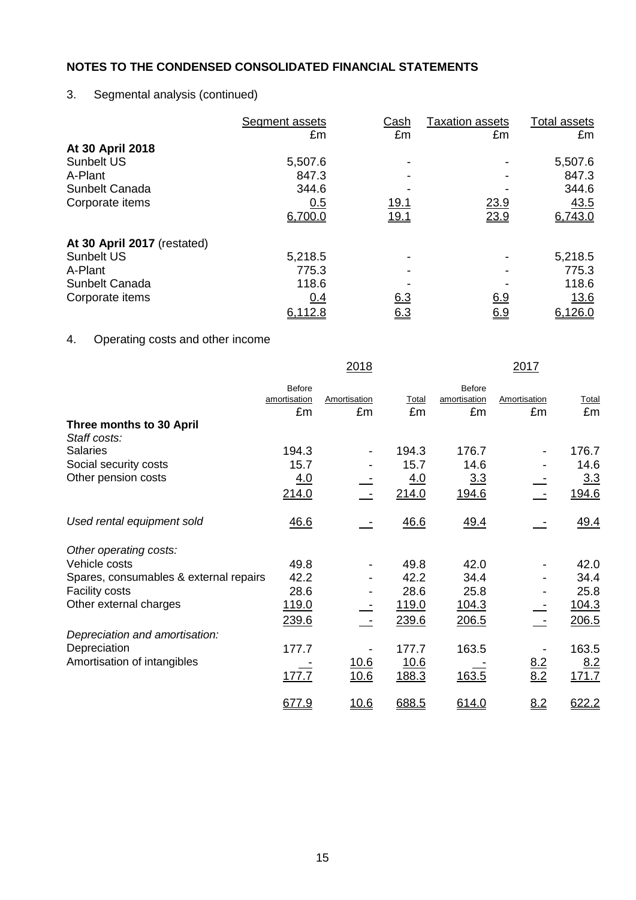**NOTES TO THE CONDENSED CONSOLIDATED FINANCIAL STATEMENTS**

3. Segmental analysis (continued)

| | Segment assets | Cash | Taxation assets | Total assets |
|---|---|---|---|---|
| | £m | £m | £m | £m |
| **At 30 April 2018** | | | | |
| Sunbelt US | 5,507.6 | - | - | 5,507.6 |
| A-Plant | 847.3 | - | - | 847.3 |
| Sunbelt Canada | 344.6 | - | - | 344.6 |
| Corporate items | 0.5 | 19.1 | 23.9 | 43.5 |
| | 6,700.0 | 19.1 | 23.9 | 6,743.0 |
| **At 30 April 2017** (restated) | | | | |
| Sunbelt US | 5,218.5 | - | - | 5,218.5 |
| A-Plant | 775.3 | - | - | 775.3 |
| Sunbelt Canada | 118.6 | - | - | 118.6 |
| Corporate items | 0.4 | 6.3 | 6.9 | 13.6 |
| | 6,112.8 | 6.3 | 6.9 | 6,126.0 |

4. Operating costs and other income

| | 2018 | | | 2017 | | |
|---|---|---|---|---|---|---|
| | Before amortisation | Amortisation | Total | Before amortisation | Amortisation | Total |
| | £m | £m | £m | £m | £m | £m |
| **Three months to 30 April** | | | | | | |
| *Staff costs:* | | | | | | |
| Salaries | 194.3 | - | 194.3 | 176.7 | - | 176.7 |
| Social security costs | 15.7 | - | 15.7 | 14.6 | - | 14.6 |
| Other pension costs | 4.0 | - | 4.0 | 3.3 | - | 3.3 |
| | 214.0 | - | 214.0 | 194.6 | - | 194.6 |
| *Used rental equipment sold* | 46.6 | - | 46.6 | 49.4 | - | 49.4 |
| *Other operating costs:* | | | | | | |
| Vehicle costs | 49.8 | - | 49.8 | 42.0 | - | 42.0 |
| Spares, consumables & external repairs | 42.2 | - | 42.2 | 34.4 | - | 34.4 |
| Facility costs | 28.6 | - | 28.6 | 25.8 | - | 25.8 |
| Other external charges | 119.0 | - | 119.0 | 104.3 | - | 104.3 |
| | 239.6 | - | 239.6 | 206.5 | - | 206.5 |
| *Depreciation and amortisation:* | | | | | | |
| Depreciation | 177.7 | - | 177.7 | 163.5 | - | 163.5 |
| Amortisation of intangibles | - | 10.6 | 10.6 | - | 8.2 | 8.2 |
| | 177.7 | 10.6 | 188.3 | 163.5 | 8.2 | 171.7 |
| | 677.9 | 10.6 | 688.5 | 614.0 | 8.2 | 622.2 |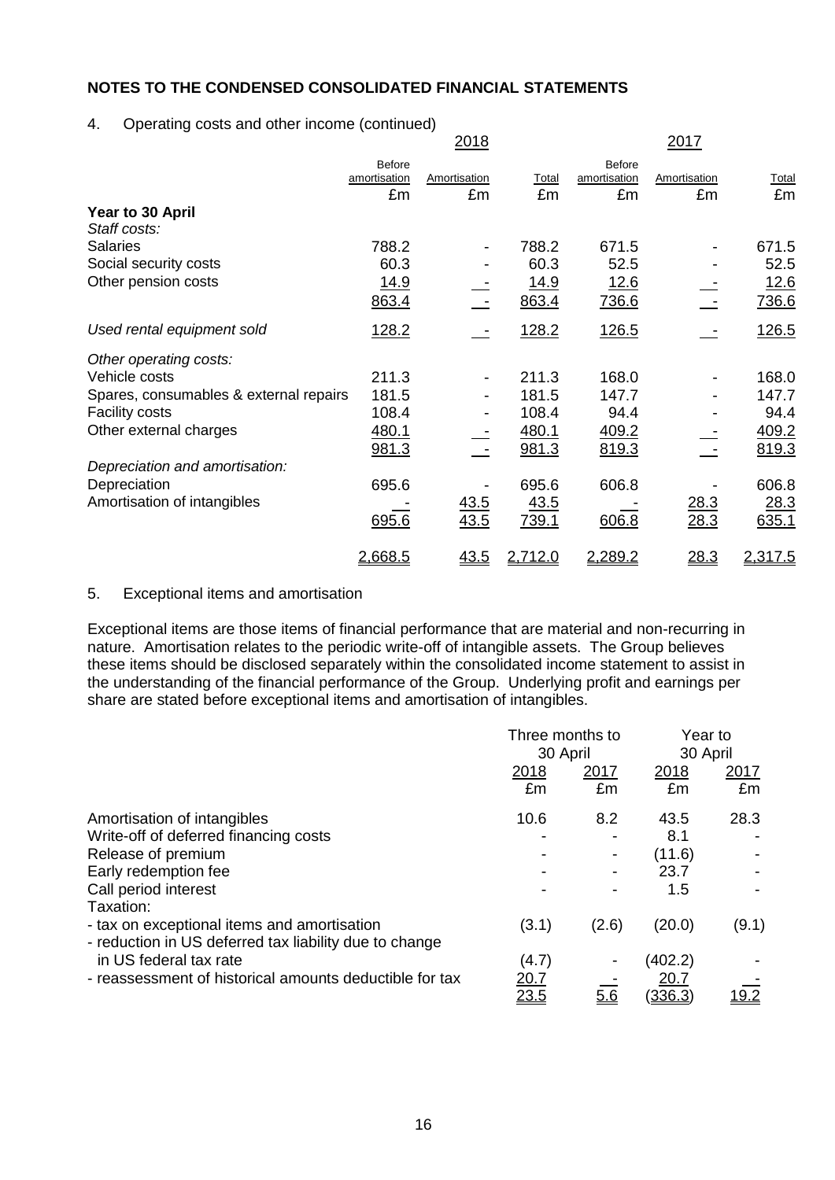## NOTES TO THE CONDENSED CONSOLIDATED FINANCIAL STATEMENTS

4. Operating costs and other income (continued)

| | 2018 | | | 2017 | | |
|---|---|---|---|---|---|---|
| | Before amortisation | Amortisation | Total | Before amortisation | Amortisation | Total |
| | £m | £m | £m | £m | £m | £m |
| **Year to 30 April** | | | | | | |
| *Staff costs:* | | | | | | |
| Salaries | 788.2 | - | 788.2 | 671.5 | - | 671.5 |
| Social security costs | 60.3 | - | 60.3 | 52.5 | - | 52.5 |
| Other pension costs | 14.9 | - | 14.9 | 12.6 | - | 12.6 |
| | 863.4 | - | 863.4 | 736.6 | - | 736.6 |
| *Used rental equipment sold* | 128.2 | - | 128.2 | 126.5 | - | 126.5 |
| *Other operating costs:* | | | | | | |
| Vehicle costs | 211.3 | - | 211.3 | 168.0 | - | 168.0 |
| Spares, consumables & external repairs | 181.5 | - | 181.5 | 147.7 | - | 147.7 |
| Facility costs | 108.4 | - | 108.4 | 94.4 | - | 94.4 |
| Other external charges | 480.1 | - | 480.1 | 409.2 | - | 409.2 |
| | 981.3 | - | 981.3 | 819.3 | - | 819.3 |
| *Depreciation and amortisation:* | | | | | | |
| Depreciation | 695.6 | - | 695.6 | 606.8 | - | 606.8 |
| Amortisation of intangibles | - | 43.5 | 43.5 | - | 28.3 | 28.3 |
| | 695.6 | 43.5 | 739.1 | 606.8 | 28.3 | 635.1 |
| | 2,668.5 | 43.5 | 2,712.0 | 2,289.2 | 28.3 | 2,317.5 |

5. Exceptional items and amortisation

Exceptional items are those items of financial performance that are material and non-recurring in nature. Amortisation relates to the periodic write-off of intangible assets. The Group believes these items should be disclosed separately within the consolidated income statement to assist in the understanding of the financial performance of the Group. Underlying profit and earnings per share are stated before exceptional items and amortisation of intangibles.

| | Three months to 30 April | | Year to 30 April | |
|---|---|---|---|---|
| | 2018 | 2017 | 2018 | 2017 |
| | £m | £m | £m | £m |
| Amortisation of intangibles | 10.6 | 8.2 | 43.5 | 28.3 |
| Write-off of deferred financing costs | - | - | 8.1 | - |
| Release of premium | - | - | (11.6) | - |
| Early redemption fee | - | - | 23.7 | - |
| Call period interest | - | - | 1.5 | - |
| Taxation: | | | | |
| - tax on exceptional items and amortisation | (3.1) | (2.6) | (20.0) | (9.1) |
| - reduction in US deferred tax liability due to change in US federal tax rate | (4.7) | - | (402.2) | - |
| - reassessment of historical amounts deductible for tax | 20.7 | - | 20.7 | - |
| | 23.5 | 5.6 | (336.3) | 19.2 |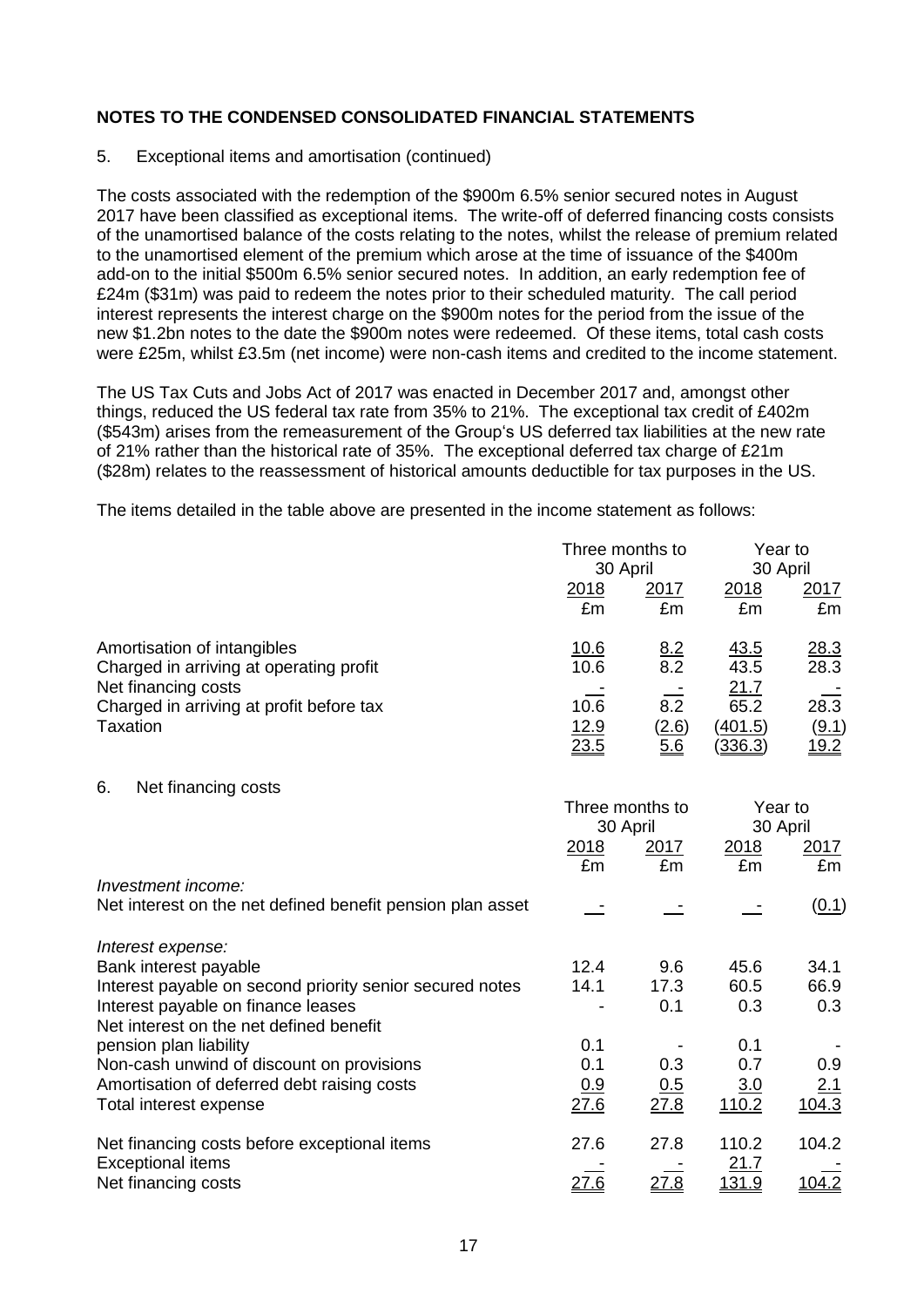## NOTES TO THE CONDENSED CONSOLIDATED FINANCIAL STATEMENTS

5. Exceptional items and amortisation (continued)

The costs associated with the redemption of the $900m 6.5% senior secured notes in August 2017 have been classified as exceptional items. The write-off of deferred financing costs consists of the unamortised balance of the costs relating to the notes, whilst the release of premium related to the unamortised element of the premium which arose at the time of issuance of the $400m add-on to the initial $500m 6.5% senior secured notes. In addition, an early redemption fee of £24m ($31m) was paid to redeem the notes prior to their scheduled maturity. The call period interest represents the interest charge on the $900m notes for the period from the issue of the new $1.2bn notes to the date the $900m notes were redeemed. Of these items, total cash costs were £25m, whilst £3.5m (net income) were non-cash items and credited to the income statement.

The US Tax Cuts and Jobs Act of 2017 was enacted in December 2017 and, amongst other things, reduced the US federal tax rate from 35% to 21%. The exceptional tax credit of £402m ($543m) arises from the remeasurement of the Group's US deferred tax liabilities at the new rate of 21% rather than the historical rate of 35%. The exceptional deferred tax charge of £21m ($28m) relates to the reassessment of historical amounts deductible for tax purposes in the US.

The items detailed in the table above are presented in the income statement as follows:

| | Three months to 30 April | | Year to 30 April | |
|---|---|---|---|---|
| | 2018 | 2017 | 2018 | 2017 |
| | £m | £m | £m | £m |
| Amortisation of intangibles | 10.6 | 8.2 | 43.5 | 28.3 |
| Charged in arriving at operating profit | 10.6 | 8.2 | 43.5 | 28.3 |
| Net financing costs | - | - | 21.7 | - |
| Charged in arriving at profit before tax | 10.6 | 8.2 | 65.2 | 28.3 |
| Taxation | 12.9 | (2.6) | (401.5) | (9.1) |
| | 23.5 | 5.6 | (336.3) | 19.2 |

6. Net financing costs

| | Three months to 30 April | | Year to 30 April | |
|---|---|---|---|---|
| | 2018 | 2017 | 2018 | 2017 |
| | £m | £m | £m | £m |
| *Investment income:* | | | | |
| Net interest on the net defined benefit pension plan asset | - | - | - | (0.1) |
| *Interest expense:* | | | | |
| Bank interest payable | 12.4 | 9.6 | 45.6 | 34.1 |
| Interest payable on second priority senior secured notes | 14.1 | 17.3 | 60.5 | 66.9 |
| Interest payable on finance leases | - | 0.1 | 0.3 | 0.3 |
| Net interest on the net defined benefit pension plan liability | 0.1 | - | 0.1 | - |
| Non-cash unwind of discount on provisions | 0.1 | 0.3 | 0.7 | 0.9 |
| Amortisation of deferred debt raising costs | 0.9 | 0.5 | 3.0 | 2.1 |
| Total interest expense | 27.6 | 27.8 | 110.2 | 104.3 |
| Net financing costs before exceptional items | 27.6 | 27.8 | 110.2 | 104.2 |
| Exceptional items | - | - | 21.7 | - |
| Net financing costs | 27.6 | 27.8 | 131.9 | 104.2 |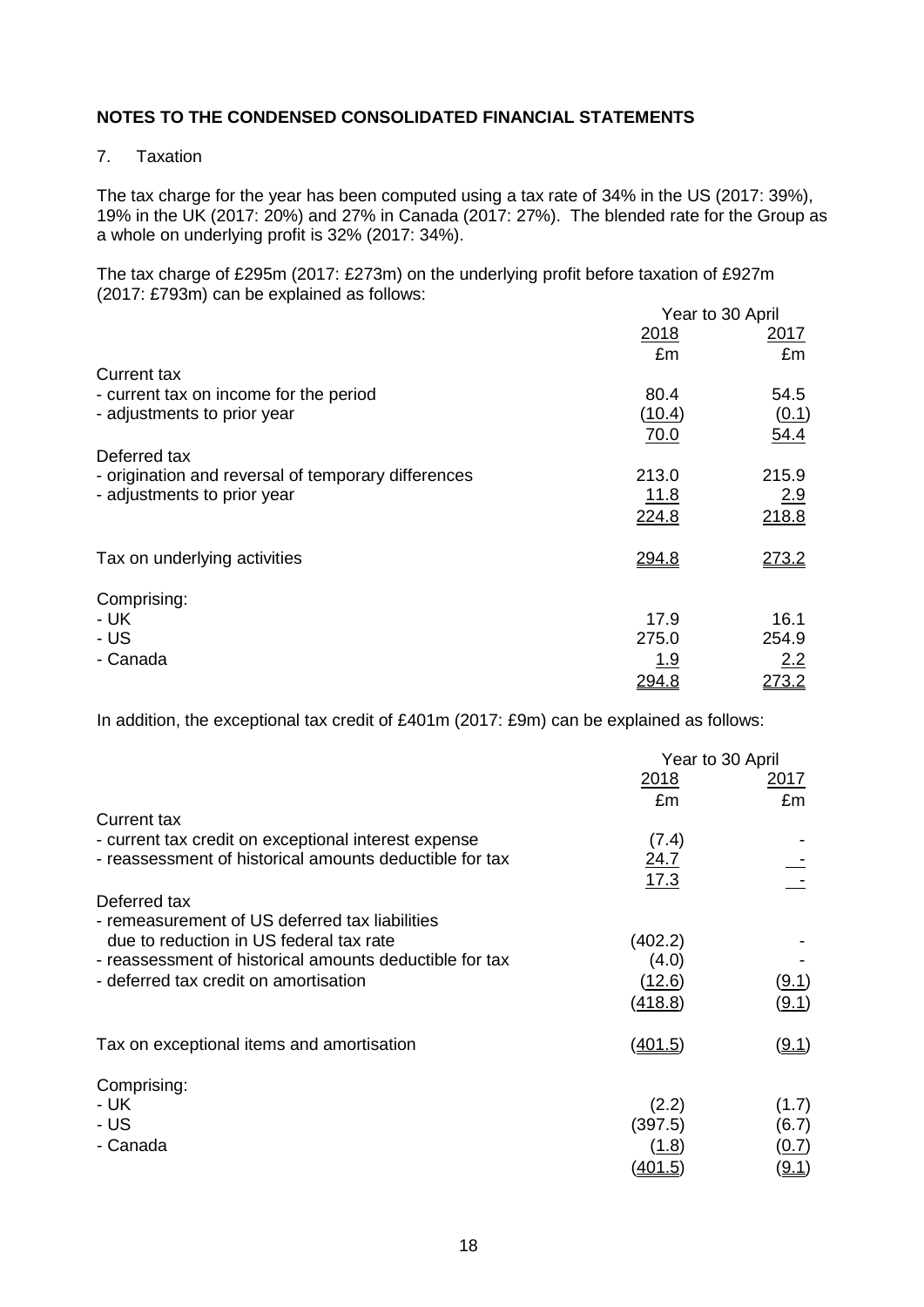## NOTES TO THE CONDENSED CONSOLIDATED FINANCIAL STATEMENTS

7. Taxation

The tax charge for the year has been computed using a tax rate of 34% in the US (2017: 39%), 19% in the UK (2017: 20%) and 27% in Canada (2017: 27%). The blended rate for the Group as a whole on underlying profit is 32% (2017: 34%).

The tax charge of £295m (2017: £273m) on the underlying profit before taxation of £927m (2017: £793m) can be explained as follows:

| | Year to 30 April | |
|---|---|---|
| | 2018 | 2017 |
| | £m | £m |
| Current tax | | |
| - current tax on income for the period | 80.4 | 54.5 |
| - adjustments to prior year | (10.4) | (0.1) |
| | 70.0 | 54.4 |
| Deferred tax | | |
| - origination and reversal of temporary differences | 213.0 | 215.9 |
| - adjustments to prior year | 11.8 | 2.9 |
| | 224.8 | 218.8 |
| Tax on underlying activities | 294.8 | 273.2 |
| Comprising: | | |
| - UK | 17.9 | 16.1 |
| - US | 275.0 | 254.9 |
| - Canada | 1.9 | 2.2 |
| | 294.8 | 273.2 |

In addition, the exceptional tax credit of £401m (2017: £9m) can be explained as follows:

| | Year to 30 April | |
|---|---|---|
| | 2018 | 2017 |
| | £m | £m |
| Current tax | | |
| - current tax credit on exceptional interest expense | (7.4) | - |
| - reassessment of historical amounts deductible for tax | 24.7 | - |
| | 17.3 | - |
| Deferred tax | | |
| - remeasurement of US deferred tax liabilities due to reduction in US federal tax rate | (402.2) | - |
| - reassessment of historical amounts deductible for tax | (4.0) | - |
| - deferred tax credit on amortisation | (12.6) | (9.1) |
| | (418.8) | (9.1) |
| Tax on exceptional items and amortisation | (401.5) | (9.1) |
| Comprising: | | |
| - UK | (2.2) | (1.7) |
| - US | (397.5) | (6.7) |
| - Canada | (1.8) | (0.7) |
| | (401.5) | (9.1) |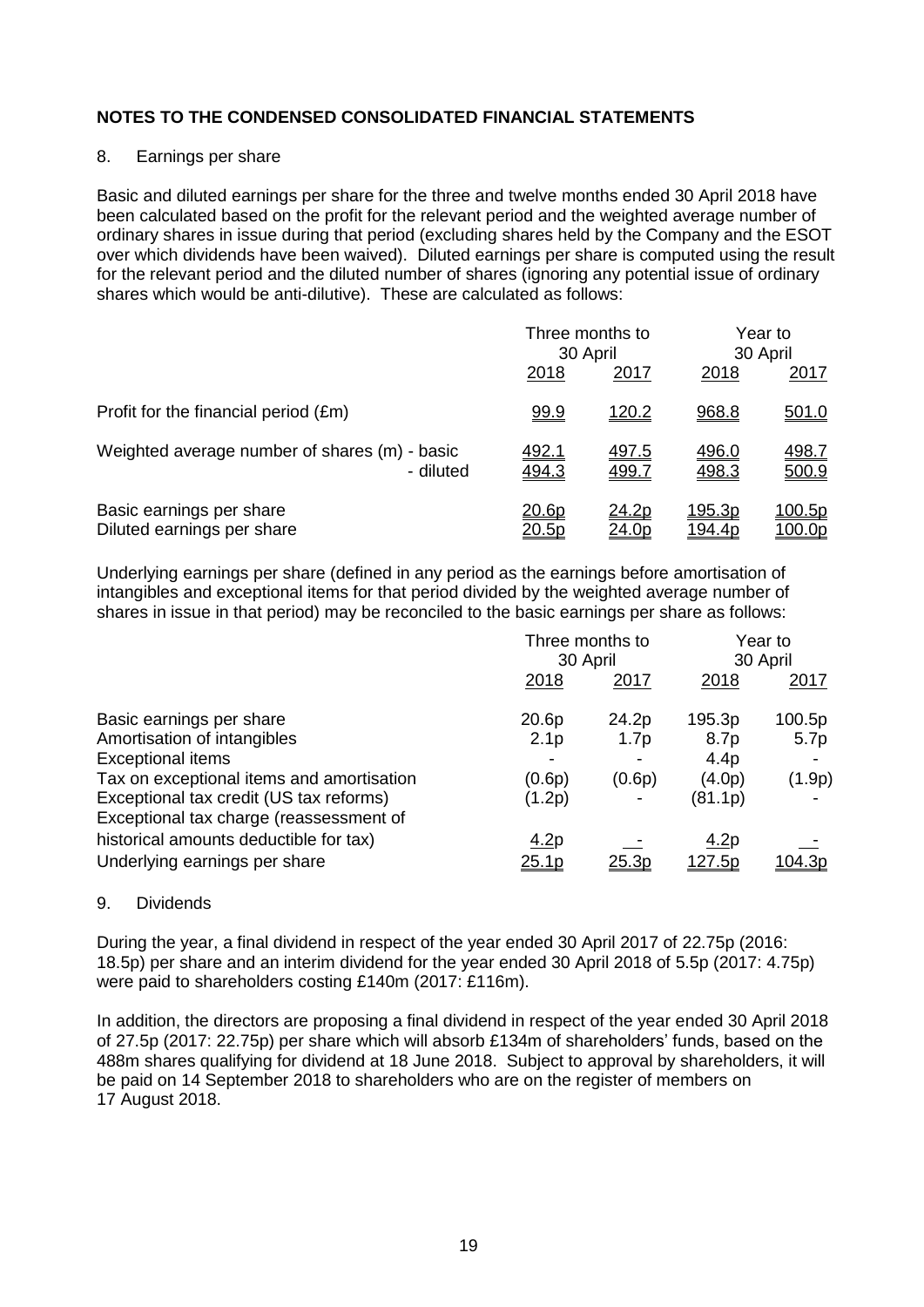## NOTES TO THE CONDENSED CONSOLIDATED FINANCIAL STATEMENTS

8. Earnings per share

Basic and diluted earnings per share for the three and twelve months ended 30 April 2018 have been calculated based on the profit for the relevant period and the weighted average number of ordinary shares in issue during that period (excluding shares held by the Company and the ESOT over which dividends have been waived). Diluted earnings per share is computed using the result for the relevant period and the diluted number of shares (ignoring any potential issue of ordinary shares which would be anti-dilutive). These are calculated as follows:

| | Three months to 30 April | | Year to 30 April | |
|---|---|---|---|---|
| | 2018 | 2017 | 2018 | 2017 |
| Profit for the financial period (£m) | 99.9 | 120.2 | 968.8 | 501.0 |
| Weighted average number of shares (m) - basic | 492.1 | 497.5 | 496.0 | 498.7 |
| - diluted | 494.3 | 499.7 | 498.3 | 500.9 |
| Basic earnings per share | 20.6p | 24.2p | 195.3p | 100.5p |
| Diluted earnings per share | 20.5p | 24.0p | 194.4p | 100.0p |

Underlying earnings per share (defined in any period as the earnings before amortisation of intangibles and exceptional items for that period divided by the weighted average number of shares in issue in that period) may be reconciled to the basic earnings per share as follows:

| | Three months to 30 April | | Year to 30 April | |
|---|---|---|---|---|
| | 2018 | 2017 | 2018 | 2017 |
| Basic earnings per share | 20.6p | 24.2p | 195.3p | 100.5p |
| Amortisation of intangibles | 2.1p | 1.7p | 8.7p | 5.7p |
| Exceptional items | - | - | 4.4p | - |
| Tax on exceptional items and amortisation | (0.6p) | (0.6p) | (4.0p) | (1.9p) |
| Exceptional tax credit (US tax reforms) | (1.2p) | - | (81.1p) | - |
| Exceptional tax charge (reassessment of historical amounts deductible for tax) | 4.2p | - | 4.2p | - |
| Underlying earnings per share | 25.1p | 25.3p | 127.5p | 104.3p |

9. Dividends

During the year, a final dividend in respect of the year ended 30 April 2017 of 22.75p (2016: 18.5p) per share and an interim dividend for the year ended 30 April 2018 of 5.5p (2017: 4.75p) were paid to shareholders costing £140m (2017: £116m).

In addition, the directors are proposing a final dividend in respect of the year ended 30 April 2018 of 27.5p (2017: 22.75p) per share which will absorb £134m of shareholders' funds, based on the 488m shares qualifying for dividend at 18 June 2018. Subject to approval by shareholders, it will be paid on 14 September 2018 to shareholders who are on the register of members on 17 August 2018.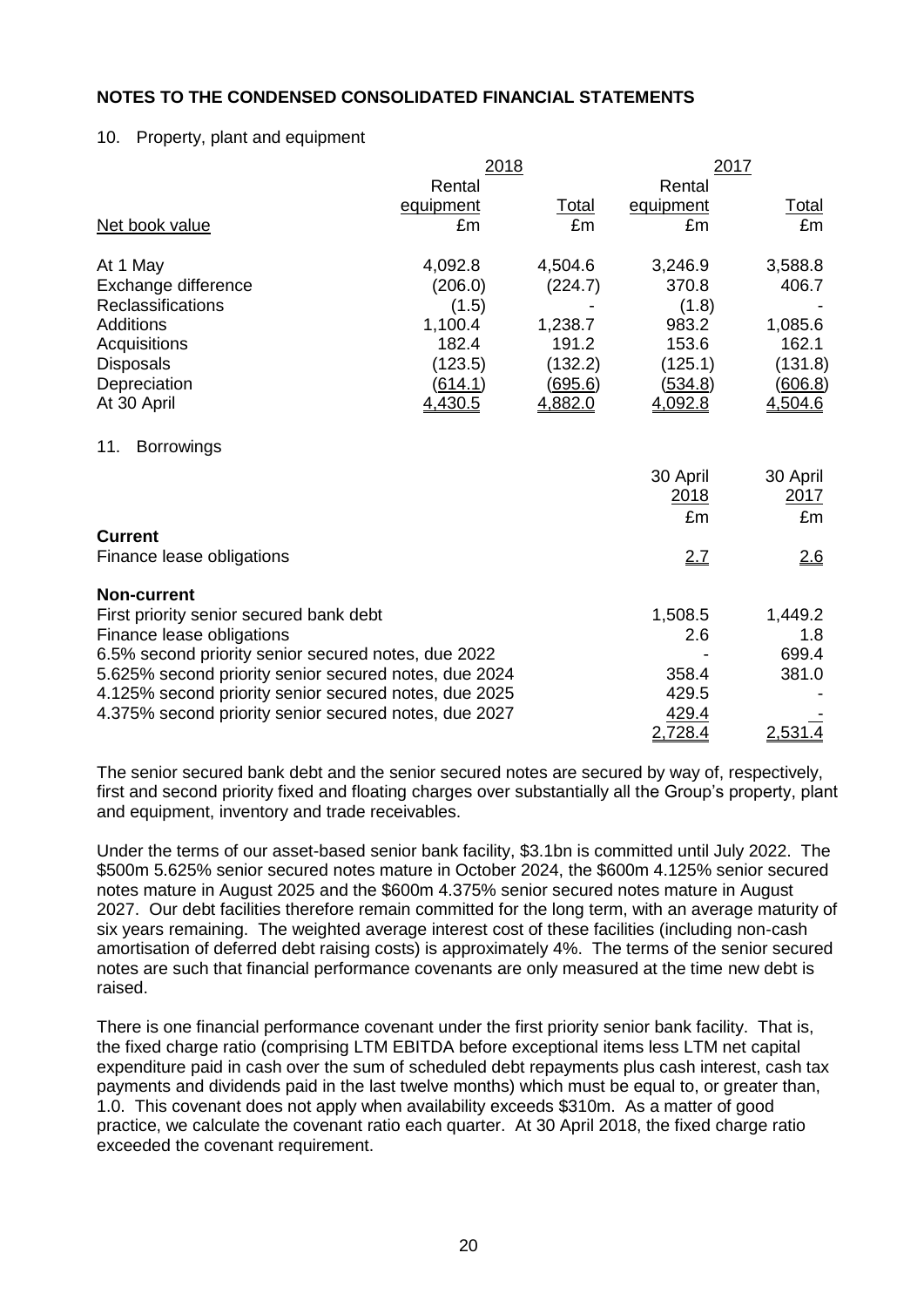**NOTES TO THE CONDENSED CONSOLIDATED FINANCIAL STATEMENTS**

10. Property, plant and equipment

| | 2018 | | 2017 | |
|---|---|---|---|---|
| | Rental equipment | Total | Rental equipment | Total |
| Net book value | £m | £m | £m | £m |
| At 1 May | 4,092.8 | 4,504.6 | 3,246.9 | 3,588.8 |
| Exchange difference | (206.0) | (224.7) | 370.8 | 406.7 |
| Reclassifications | (1.5) | - | (1.8) | - |
| Additions | 1,100.4 | 1,238.7 | 983.2 | 1,085.6 |
| Acquisitions | 182.4 | 191.2 | 153.6 | 162.1 |
| Disposals | (123.5) | (132.2) | (125.1) | (131.8) |
| Depreciation | (614.1) | (695.6) | (534.8) | (606.8) |
| At 30 April | 4,430.5 | 4,882.0 | 4,092.8 | 4,504.6 |

11. Borrowings

| | 30 April 2018 | 30 April 2017 |
|---|---|---|
| | £m | £m |
| **Current** | | |
| Finance lease obligations | 2.7 | 2.6 |
| **Non-current** | | |
| First priority senior secured bank debt | 1,508.5 | 1,449.2 |
| Finance lease obligations | 2.6 | 1.8 |
| 6.5% second priority senior secured notes, due 2022 | - | 699.4 |
| 5.625% second priority senior secured notes, due 2024 | 358.4 | 381.0 |
| 4.125% second priority senior secured notes, due 2025 | 429.5 | - |
| 4.375% second priority senior secured notes, due 2027 | 429.4 | - |
| | 2,728.4 | 2,531.4 |

The senior secured bank debt and the senior secured notes are secured by way of, respectively, first and second priority fixed and floating charges over substantially all the Group's property, plant and equipment, inventory and trade receivables.

Under the terms of our asset-based senior bank facility, \$3.1bn is committed until July 2022. The \$500m 5.625% senior secured notes mature in October 2024, the \$600m 4.125% senior secured notes mature in August 2025 and the \$600m 4.375% senior secured notes mature in August 2027. Our debt facilities therefore remain committed for the long term, with an average maturity of six years remaining. The weighted average interest cost of these facilities (including non-cash amortisation of deferred debt raising costs) is approximately 4%. The terms of the senior secured notes are such that financial performance covenants are only measured at the time new debt is raised.

There is one financial performance covenant under the first priority senior bank facility. That is, the fixed charge ratio (comprising LTM EBITDA before exceptional items less LTM net capital expenditure paid in cash over the sum of scheduled debt repayments plus cash interest, cash tax payments and dividends paid in the last twelve months) which must be equal to, or greater than, 1.0. This covenant does not apply when availability exceeds \$310m. As a matter of good practice, we calculate the covenant ratio each quarter. At 30 April 2018, the fixed charge ratio exceeded the covenant requirement.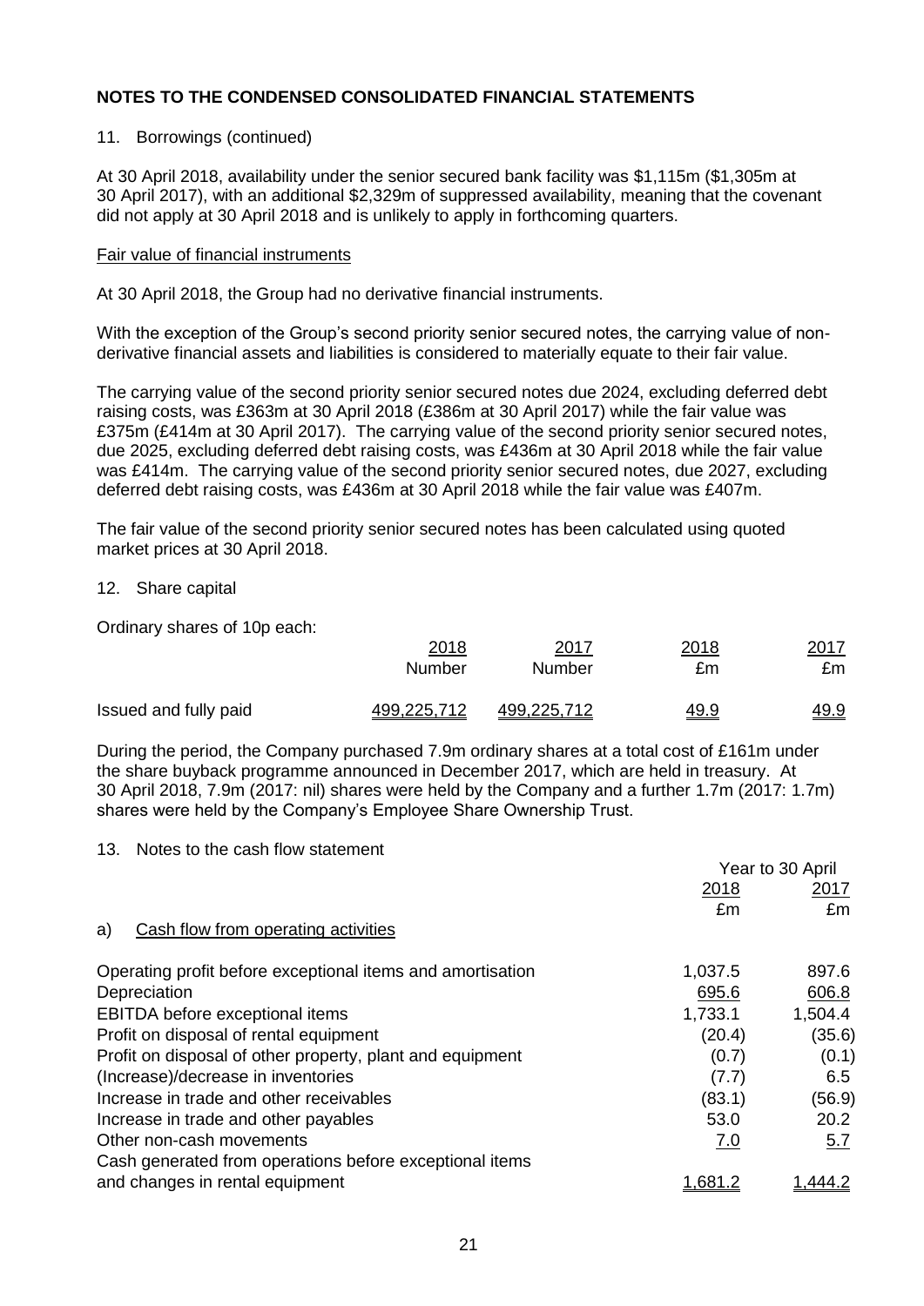## NOTES TO THE CONDENSED CONSOLIDATED FINANCIAL STATEMENTS

11. Borrowings (continued)

At 30 April 2018, availability under the senior secured bank facility was $1,115m ($1,305m at 30 April 2017), with an additional $2,329m of suppressed availability, meaning that the covenant did not apply at 30 April 2018 and is unlikely to apply in forthcoming quarters.

Fair value of financial instruments

At 30 April 2018, the Group had no derivative financial instruments.

With the exception of the Group's second priority senior secured notes, the carrying value of non-derivative financial assets and liabilities is considered to materially equate to their fair value.

The carrying value of the second priority senior secured notes due 2024, excluding deferred debt raising costs, was £363m at 30 April 2018 (£386m at 30 April 2017) while the fair value was £375m (£414m at 30 April 2017). The carrying value of the second priority senior secured notes, due 2025, excluding deferred debt raising costs, was £436m at 30 April 2018 while the fair value was £414m. The carrying value of the second priority senior secured notes, due 2027, excluding deferred debt raising costs, was £436m at 30 April 2018 while the fair value was £407m.

The fair value of the second priority senior secured notes has been calculated using quoted market prices at 30 April 2018.

12. Share capital

Ordinary shares of 10p each:

| | 2018 Number | 2017 Number | 2018 £m | 2017 £m |
|---|---|---|---|---|
| Issued and fully paid | 499,225,712 | 499,225,712 | 49.9 | 49.9 |

During the period, the Company purchased 7.9m ordinary shares at a total cost of £161m under the share buyback programme announced in December 2017, which are held in treasury. At 30 April 2018, 7.9m (2017: nil) shares were held by the Company and a further 1.7m (2017: 1.7m) shares were held by the Company's Employee Share Ownership Trust.

13. Notes to the cash flow statement

| | Year to 30 April | |
|---|---|---|
| | 2018 £m | 2017 £m |
| a) Cash flow from operating activities | | |
| Operating profit before exceptional items and amortisation | 1,037.5 | 897.6 |
| Depreciation | 695.6 | 606.8 |
| EBITDA before exceptional items | 1,733.1 | 1,504.4 |
| Profit on disposal of rental equipment | (20.4) | (35.6) |
| Profit on disposal of other property, plant and equipment | (0.7) | (0.1) |
| (Increase)/decrease in inventories | (7.7) | 6.5 |
| Increase in trade and other receivables | (83.1) | (56.9) |
| Increase in trade and other payables | 53.0 | 20.2 |
| Other non-cash movements | 7.0 | 5.7 |
| Cash generated from operations before exceptional items and changes in rental equipment | 1,681.2 | 1,444.2 |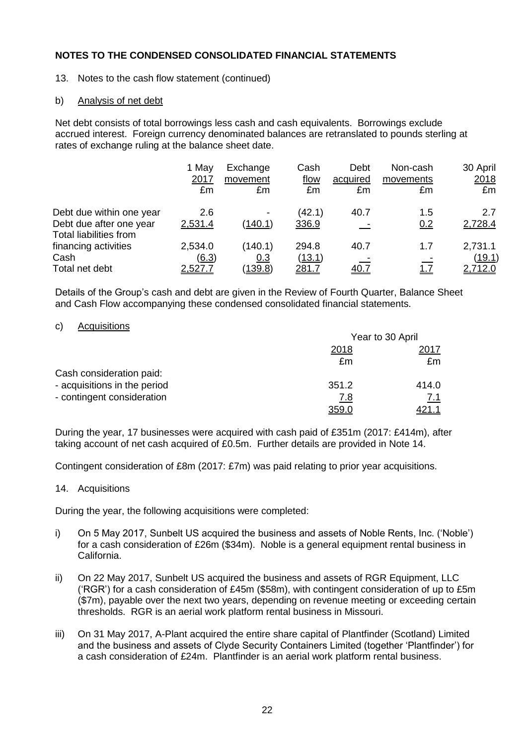# NOTES TO THE CONDENSED CONSOLIDATED FINANCIAL STATEMENTS

13. Notes to the cash flow statement (continued)

b) Analysis of net debt

Net debt consists of total borrowings less cash and cash equivalents. Borrowings exclude accrued interest. Foreign currency denominated balances are retranslated to pounds sterling at rates of exchange ruling at the balance sheet date.

| | 1 May 2017 £m | Exchange movement £m | Cash flow £m | Debt acquired £m | Non-cash movements £m | 30 April 2018 £m |
|---|---|---|---|---|---|---|
| Debt due within one year | 2.6 | - | (42.1) | 40.7 | 1.5 | 2.7 |
| Debt due after one year | 2,531.4 | (140.1) | 336.9 | - | 0.2 | 2,728.4 |
| Total liabilities from financing activities | 2,534.0 | (140.1) | 294.8 | 40.7 | 1.7 | 2,731.1 |
| Cash | (6.3) | 0.3 | (13.1) | - | - | (19.1) |
| Total net debt | 2,527.7 | (139.8) | 281.7 | 40.7 | 1.7 | 2,712.0 |

Details of the Group's cash and debt are given in the Review of Fourth Quarter, Balance Sheet and Cash Flow accompanying these condensed consolidated financial statements.

c) Acquisitions

| | Year to 30 April | |
|---|---|---|
| | 2018 £m | 2017 £m |
| Cash consideration paid: | | |
| - acquisitions in the period | 351.2 | 414.0 |
| - contingent consideration | 7.8 | 7.1 |
| | 359.0 | 421.1 |

During the year, 17 businesses were acquired with cash paid of £351m (2017: £414m), after taking account of net cash acquired of £0.5m. Further details are provided in Note 14.

Contingent consideration of £8m (2017: £7m) was paid relating to prior year acquisitions.

14. Acquisitions

During the year, the following acquisitions were completed:

i) On 5 May 2017, Sunbelt US acquired the business and assets of Noble Rents, Inc. ('Noble') for a cash consideration of £26m ($34m). Noble is a general equipment rental business in California.

ii) On 22 May 2017, Sunbelt US acquired the business and assets of RGR Equipment, LLC ('RGR') for a cash consideration of £45m ($58m), with contingent consideration of up to £5m ($7m), payable over the next two years, depending on revenue meeting or exceeding certain thresholds. RGR is an aerial work platform rental business in Missouri.

iii) On 31 May 2017, A-Plant acquired the entire share capital of Plantfinder (Scotland) Limited and the business and assets of Clyde Security Containers Limited (together 'Plantfinder') for a cash consideration of £24m. Plantfinder is an aerial work platform rental business.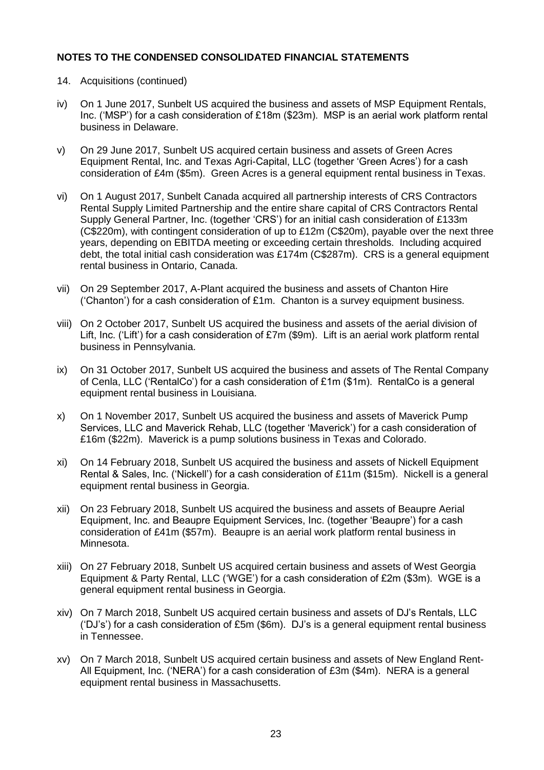## NOTES TO THE CONDENSED CONSOLIDATED FINANCIAL STATEMENTS

14. Acquisitions (continued)

iv) On 1 June 2017, Sunbelt US acquired the business and assets of MSP Equipment Rentals, Inc. ('MSP') for a cash consideration of £18m ($23m). MSP is an aerial work platform rental business in Delaware.

v) On 29 June 2017, Sunbelt US acquired certain business and assets of Green Acres Equipment Rental, Inc. and Texas Agri-Capital, LLC (together 'Green Acres') for a cash consideration of £4m ($5m). Green Acres is a general equipment rental business in Texas.

vi) On 1 August 2017, Sunbelt Canada acquired all partnership interests of CRS Contractors Rental Supply Limited Partnership and the entire share capital of CRS Contractors Rental Supply General Partner, Inc. (together 'CRS') for an initial cash consideration of £133m (C$220m), with contingent consideration of up to £12m (C$20m), payable over the next three years, depending on EBITDA meeting or exceeding certain thresholds. Including acquired debt, the total initial cash consideration was £174m (C$287m). CRS is a general equipment rental business in Ontario, Canada.

vii) On 29 September 2017, A-Plant acquired the business and assets of Chanton Hire ('Chanton') for a cash consideration of £1m. Chanton is a survey equipment business.

viii) On 2 October 2017, Sunbelt US acquired the business and assets of the aerial division of Lift, Inc. ('Lift') for a cash consideration of £7m ($9m). Lift is an aerial work platform rental business in Pennsylvania.

ix) On 31 October 2017, Sunbelt US acquired the business and assets of The Rental Company of Cenla, LLC ('RentalCo') for a cash consideration of £1m ($1m). RentalCo is a general equipment rental business in Louisiana.

x) On 1 November 2017, Sunbelt US acquired the business and assets of Maverick Pump Services, LLC and Maverick Rehab, LLC (together 'Maverick') for a cash consideration of £16m ($22m). Maverick is a pump solutions business in Texas and Colorado.

xi) On 14 February 2018, Sunbelt US acquired the business and assets of Nickell Equipment Rental & Sales, Inc. ('Nickell') for a cash consideration of £11m ($15m). Nickell is a general equipment rental business in Georgia.

xii) On 23 February 2018, Sunbelt US acquired the business and assets of Beaupre Aerial Equipment, Inc. and Beaupre Equipment Services, Inc. (together 'Beaupre') for a cash consideration of £41m ($57m). Beaupre is an aerial work platform rental business in Minnesota.

xiii) On 27 February 2018, Sunbelt US acquired certain business and assets of West Georgia Equipment & Party Rental, LLC ('WGE') for a cash consideration of £2m ($3m). WGE is a general equipment rental business in Georgia.

xiv) On 7 March 2018, Sunbelt US acquired certain business and assets of DJ's Rentals, LLC ('DJ's') for a cash consideration of £5m ($6m). DJ's is a general equipment rental business in Tennessee.

xv) On 7 March 2018, Sunbelt US acquired certain business and assets of New England Rent-All Equipment, Inc. ('NERA') for a cash consideration of £3m ($4m). NERA is a general equipment rental business in Massachusetts.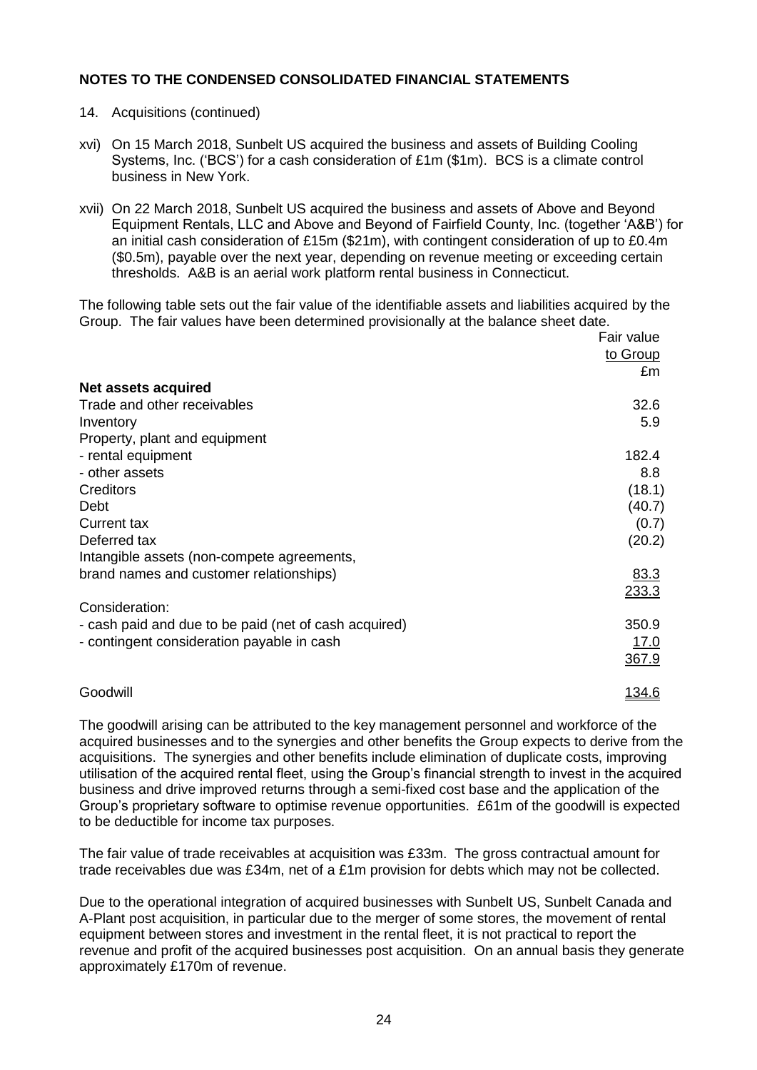## NOTES TO THE CONDENSED CONSOLIDATED FINANCIAL STATEMENTS

14. Acquisitions (continued)

xvi) On 15 March 2018, Sunbelt US acquired the business and assets of Building Cooling Systems, Inc. ('BCS') for a cash consideration of £1m ($1m). BCS is a climate control business in New York.

xvii) On 22 March 2018, Sunbelt US acquired the business and assets of Above and Beyond Equipment Rentals, LLC and Above and Beyond of Fairfield County, Inc. (together 'A&B') for an initial cash consideration of £15m ($21m), with contingent consideration of up to £0.4m ($0.5m), payable over the next year, depending on revenue meeting or exceeding certain thresholds. A&B is an aerial work platform rental business in Connecticut.

The following table sets out the fair value of the identifiable assets and liabilities acquired by the Group. The fair values have been determined provisionally at the balance sheet date.

| | Fair value to Group £m |
|---|---|
| **Net assets acquired** | |
| Trade and other receivables | 32.6 |
| Inventory | 5.9 |
| Property, plant and equipment | |
| - rental equipment | 182.4 |
| - other assets | 8.8 |
| Creditors | (18.1) |
| Debt | (40.7) |
| Current tax | (0.7) |
| Deferred tax | (20.2) |
| Intangible assets (non-compete agreements, brand names and customer relationships) | 83.3 |
| | 233.3 |
| Consideration: | |
| - cash paid and due to be paid (net of cash acquired) | 350.9 |
| - contingent consideration payable in cash | 17.0 |
| | 367.9 |
| Goodwill | 134.6 |

The goodwill arising can be attributed to the key management personnel and workforce of the acquired businesses and to the synergies and other benefits the Group expects to derive from the acquisitions. The synergies and other benefits include elimination of duplicate costs, improving utilisation of the acquired rental fleet, using the Group's financial strength to invest in the acquired business and drive improved returns through a semi-fixed cost base and the application of the Group's proprietary software to optimise revenue opportunities. £61m of the goodwill is expected to be deductible for income tax purposes.

The fair value of trade receivables at acquisition was £33m. The gross contractual amount for trade receivables due was £34m, net of a £1m provision for debts which may not be collected.

Due to the operational integration of acquired businesses with Sunbelt US, Sunbelt Canada and A-Plant post acquisition, in particular due to the merger of some stores, the movement of rental equipment between stores and investment in the rental fleet, it is not practical to report the revenue and profit of the acquired businesses post acquisition. On an annual basis they generate approximately £170m of revenue.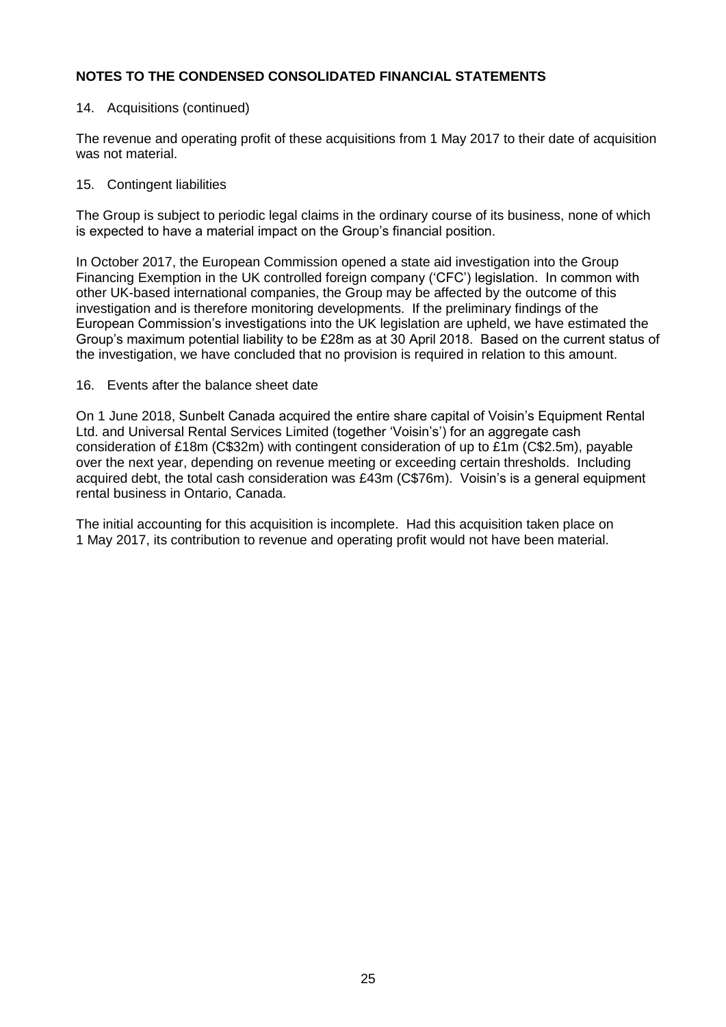## NOTES TO THE CONDENSED CONSOLIDATED FINANCIAL STATEMENTS

14. Acquisitions (continued)

The revenue and operating profit of these acquisitions from 1 May 2017 to their date of acquisition was not material.

15. Contingent liabilities

The Group is subject to periodic legal claims in the ordinary course of its business, none of which is expected to have a material impact on the Group's financial position.

In October 2017, the European Commission opened a state aid investigation into the Group Financing Exemption in the UK controlled foreign company ('CFC') legislation. In common with other UK-based international companies, the Group may be affected by the outcome of this investigation and is therefore monitoring developments. If the preliminary findings of the European Commission's investigations into the UK legislation are upheld, we have estimated the Group's maximum potential liability to be £28m as at 30 April 2018. Based on the current status of the investigation, we have concluded that no provision is required in relation to this amount.

16. Events after the balance sheet date

On 1 June 2018, Sunbelt Canada acquired the entire share capital of Voisin's Equipment Rental Ltd. and Universal Rental Services Limited (together 'Voisin's') for an aggregate cash consideration of £18m (C$32m) with contingent consideration of up to £1m (C$2.5m), payable over the next year, depending on revenue meeting or exceeding certain thresholds. Including acquired debt, the total cash consideration was £43m (C$76m). Voisin's is a general equipment rental business in Ontario, Canada.

The initial accounting for this acquisition is incomplete. Had this acquisition taken place on 1 May 2017, its contribution to revenue and operating profit would not have been material.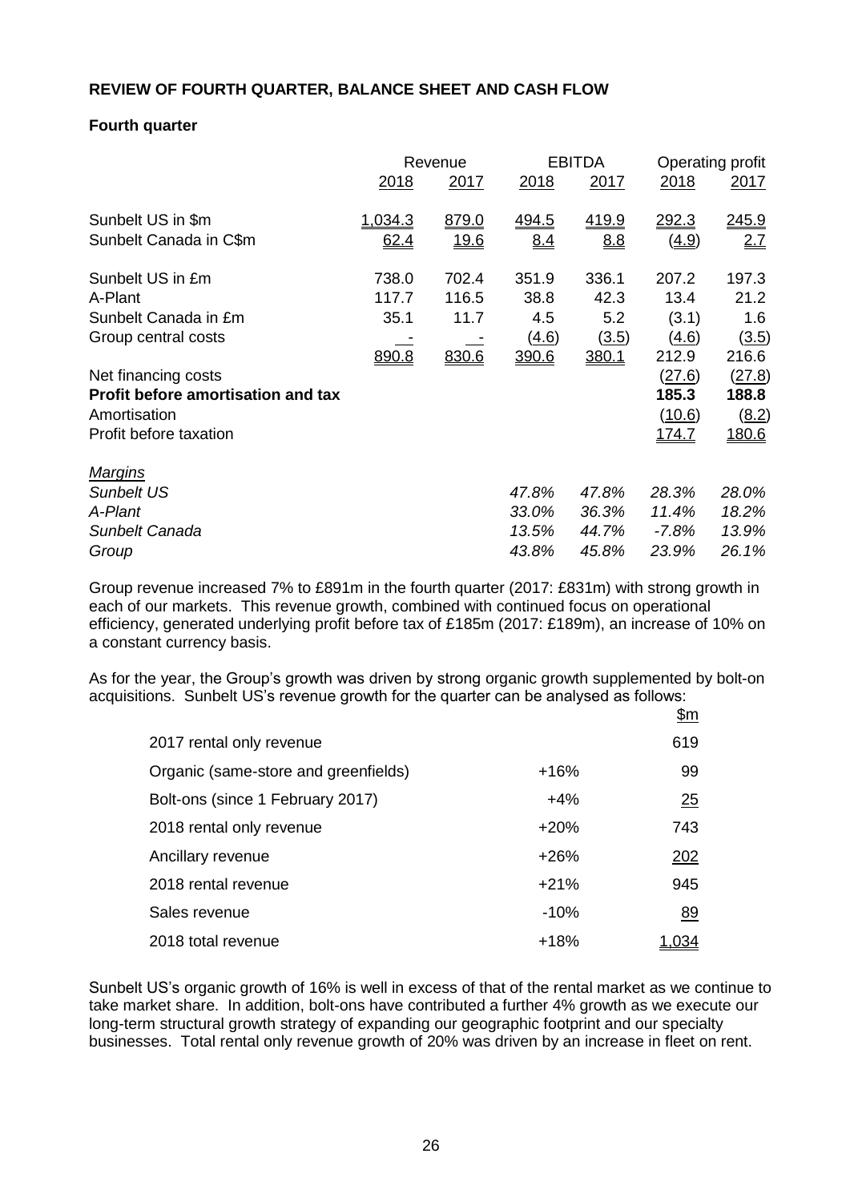**REVIEW OF FOURTH QUARTER, BALANCE SHEET AND CASH FLOW**

**Fourth quarter**

| | Revenue | | EBITDA | | Operating profit | |
|---|---|---|---|---|---|---|
| | 2018 | 2017 | 2018 | 2017 | 2018 | 2017 |
| Sunbelt US in $m | 1,034.3 | 879.0 | 494.5 | 419.9 | 292.3 | 245.9 |
| Sunbelt Canada in C$m | 62.4 | 19.6 | 8.4 | 8.8 | (4.9) | 2.7 |
| Sunbelt US in £m | 738.0 | 702.4 | 351.9 | 336.1 | 207.2 | 197.3 |
| A-Plant | 117.7 | 116.5 | 38.8 | 42.3 | 13.4 | 21.2 |
| Sunbelt Canada in £m | 35.1 | 11.7 | 4.5 | 5.2 | (3.1) | 1.6 |
| Group central costs | - | - | (4.6) | (3.5) | (4.6) | (3.5) |
| | 890.8 | 830.6 | 390.6 | 380.1 | 212.9 | 216.6 |
| Net financing costs | | | | | (27.6) | (27.8) |
| **Profit before amortisation and tax** | | | | | **185.3** | **188.8** |
| Amortisation | | | | | (10.6) | (8.2) |
| Profit before taxation | | | | | 174.7 | 180.6 |
| *Margins* | | | | | | |
| *Sunbelt US* | | | *47.8%* | *47.8%* | *28.3%* | *28.0%* |
| *A-Plant* | | | *33.0%* | *36.3%* | *11.4%* | *18.2%* |
| *Sunbelt Canada* | | | *13.5%* | *44.7%* | *-7.8%* | *13.9%* |
| *Group* | | | *43.8%* | *45.8%* | *23.9%* | *26.1%* |

Group revenue increased 7% to £891m in the fourth quarter (2017: £831m) with strong growth in each of our markets. This revenue growth, combined with continued focus on operational efficiency, generated underlying profit before tax of £185m (2017: £189m), an increase of 10% on a constant currency basis.

As for the year, the Group's growth was driven by strong organic growth supplemented by bolt-on acquisitions. Sunbelt US's revenue growth for the quarter can be analysed as follows:

| | | $m |
|---|---|---|
| 2017 rental only revenue | | 619 |
| Organic (same-store and greenfields) | +16% | 99 |
| Bolt-ons (since 1 February 2017) | +4% | 25 |
| 2018 rental only revenue | +20% | 743 |
| Ancillary revenue | +26% | 202 |
| 2018 rental revenue | +21% | 945 |
| Sales revenue | -10% | 89 |
| 2018 total revenue | +18% | 1,034 |

Sunbelt US's organic growth of 16% is well in excess of that of the rental market as we continue to take market share. In addition, bolt-ons have contributed a further 4% growth as we execute our long-term structural growth strategy of expanding our geographic footprint and our specialty businesses. Total rental only revenue growth of 20% was driven by an increase in fleet on rent.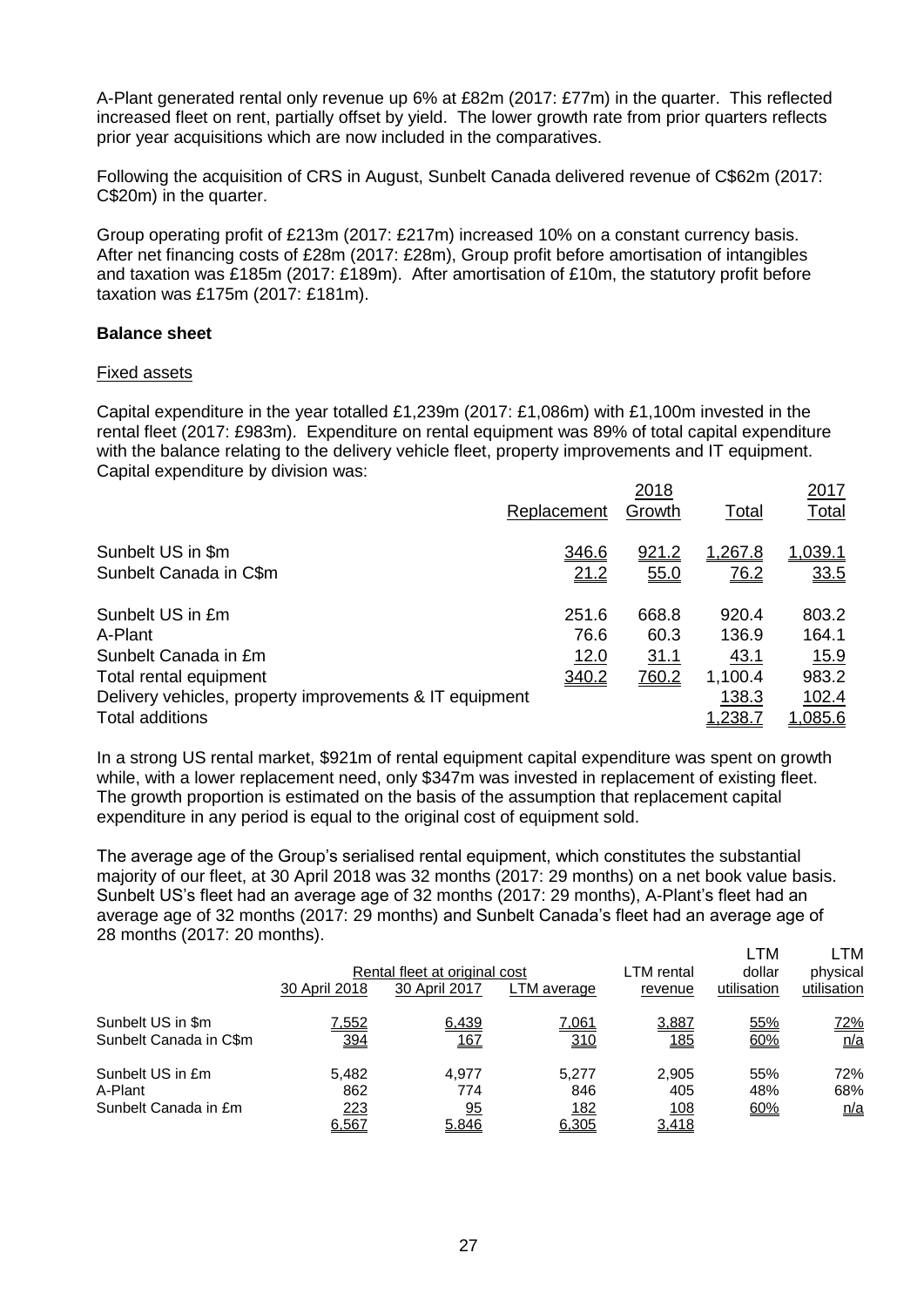A-Plant generated rental only revenue up 6% at £82m (2017: £77m) in the quarter. This reflected increased fleet on rent, partially offset by yield. The lower growth rate from prior quarters reflects prior year acquisitions which are now included in the comparatives.

Following the acquisition of CRS in August, Sunbelt Canada delivered revenue of C$62m (2017: C$20m) in the quarter.

Group operating profit of £213m (2017: £217m) increased 10% on a constant currency basis. After net financing costs of £28m (2017: £28m), Group profit before amortisation of intangibles and taxation was £185m (2017: £189m). After amortisation of £10m, the statutory profit before taxation was £175m (2017: £181m).

**Balance sheet**

Fixed assets

Capital expenditure in the year totalled £1,239m (2017: £1,086m) with £1,100m invested in the rental fleet (2017: £983m). Expenditure on rental equipment was 89% of total capital expenditure with the balance relating to the delivery vehicle fleet, property improvements and IT equipment. Capital expenditure by division was:

| | 2018 | | | 2017 |
|---|---|---|---|---|
| | Replacement | Growth | Total | Total |
| Sunbelt US in $m | 346.6 | 921.2 | 1,267.8 | 1,039.1 |
| Sunbelt Canada in C$m | 21.2 | 55.0 | 76.2 | 33.5 |
| Sunbelt US in £m | 251.6 | 668.8 | 920.4 | 803.2 |
| A-Plant | 76.6 | 60.3 | 136.9 | 164.1 |
| Sunbelt Canada in £m | 12.0 | 31.1 | 43.1 | 15.9 |
| Total rental equipment | 340.2 | 760.2 | 1,100.4 | 983.2 |
| Delivery vehicles, property improvements & IT equipment | | | 138.3 | 102.4 |
| Total additions | | | 1,238.7 | 1,085.6 |

In a strong US rental market, $921m of rental equipment capital expenditure was spent on growth while, with a lower replacement need, only $347m was invested in replacement of existing fleet. The growth proportion is estimated on the basis of the assumption that replacement capital expenditure in any period is equal to the original cost of equipment sold.

The average age of the Group's serialised rental equipment, which constitutes the substantial majority of our fleet, at 30 April 2018 was 32 months (2017: 29 months) on a net book value basis. Sunbelt US's fleet had an average age of 32 months (2017: 29 months), A-Plant's fleet had an average age of 32 months (2017: 29 months) and Sunbelt Canada's fleet had an average age of 28 months (2017: 20 months).

| | Rental fleet at original cost | | | LTM rental | LTM dollar | LTM physical |
|---|---|---|---|---|---|---|
| | 30 April 2018 | 30 April 2017 | LTM average | revenue | utilisation | utilisation |
| Sunbelt US in $m | 7,552 | 6,439 | 7,061 | 3,887 | 55% | 72% |
| Sunbelt Canada in C$m | 394 | 167 | 310 | 185 | 60% | n/a |
| Sunbelt US in £m | 5,482 | 4,977 | 5,277 | 2,905 | 55% | 72% |
| A-Plant | 862 | 774 | 846 | 405 | 48% | 68% |
| Sunbelt Canada in £m | 223 | 95 | 182 | 108 | 60% | n/a |
| | 6,567 | 5,846 | 6,305 | 3,418 | | |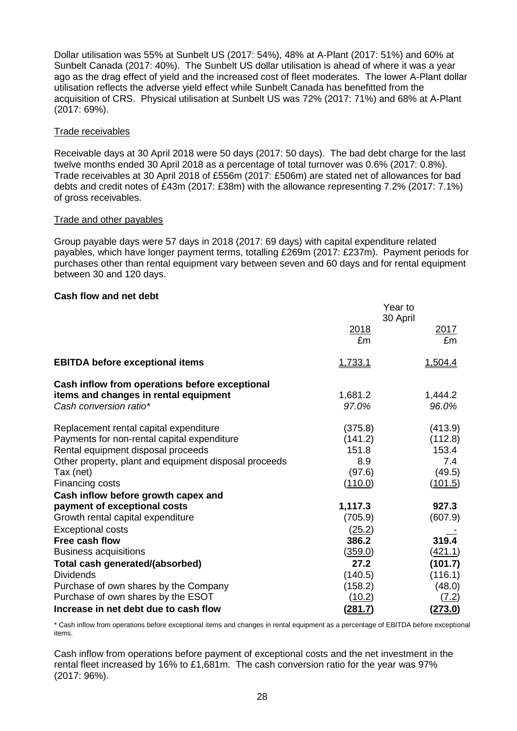Dollar utilisation was 55% at Sunbelt US (2017: 54%), 48% at A-Plant (2017: 51%) and 60% at Sunbelt Canada (2017: 40%). The Sunbelt US dollar utilisation is ahead of where it was a year ago as the drag effect of yield and the increased cost of fleet moderates. The lower A-Plant dollar utilisation reflects the adverse yield effect while Sunbelt Canada has benefitted from the acquisition of CRS. Physical utilisation at Sunbelt US was 72% (2017: 71%) and 68% at A-Plant (2017: 69%).

Trade receivables

Receivable days at 30 April 2018 were 50 days (2017: 50 days). The bad debt charge for the last twelve months ended 30 April 2018 as a percentage of total turnover was 0.6% (2017: 0.8%). Trade receivables at 30 April 2018 of £556m (2017: £506m) are stated net of allowances for bad debts and credit notes of £43m (2017: £38m) with the allowance representing 7.2% (2017: 7.1%) of gross receivables.

Trade and other payables

Group payable days were 57 days in 2018 (2017: 69 days) with capital expenditure related payables, which have longer payment terms, totalling £269m (2017: £237m). Payment periods for purchases other than rental equipment vary between seven and 60 days and for rental equipment between 30 and 120 days.

**Cash flow and net debt**

| | Year to 30 April 2018 £m | Year to 30 April 2017 £m |
|---|---|---|
| **EBITDA before exceptional items** | 1,733.1 | 1,504.4 |
| **Cash inflow from operations before exceptional items and changes in rental equipment** | 1,681.2 | 1,444.2 |
| *Cash conversion ratio** | *97.0%* | *96.0%* |
| Replacement rental capital expenditure | (375.8) | (413.9) |
| Payments for non-rental capital expenditure | (141.2) | (112.8) |
| Rental equipment disposal proceeds | 151.8 | 153.4 |
| Other property, plant and equipment disposal proceeds | 8.9 | 7.4 |
| Tax (net) | (97.6) | (49.5) |
| Financing costs | (110.0) | (101.5) |
| **Cash inflow before growth capex and payment of exceptional costs** | **1,117.3** | **927.3** |
| Growth rental capital expenditure | (705.9) | (607.9) |
| Exceptional costs | (25.2) | - |
| **Free cash flow** | **386.2** | **319.4** |
| Business acquisitions | (359.0) | (421.1) |
| **Total cash generated/(absorbed)** | **27.2** | **(101.7)** |
| Dividends | (140.5) | (116.1) |
| Purchase of own shares by the Company | (158.2) | (48.0) |
| Purchase of own shares by the ESOT | (10.2) | (7.2) |
| **Increase in net debt due to cash flow** | **(281.7)** | **(273.0)** |

* Cash inflow from operations before exceptional items and changes in rental equipment as a percentage of EBITDA before exceptional items.

Cash inflow from operations before payment of exceptional costs and the net investment in the rental fleet increased by 16% to £1,681m. The cash conversion ratio for the year was 97% (2017: 96%).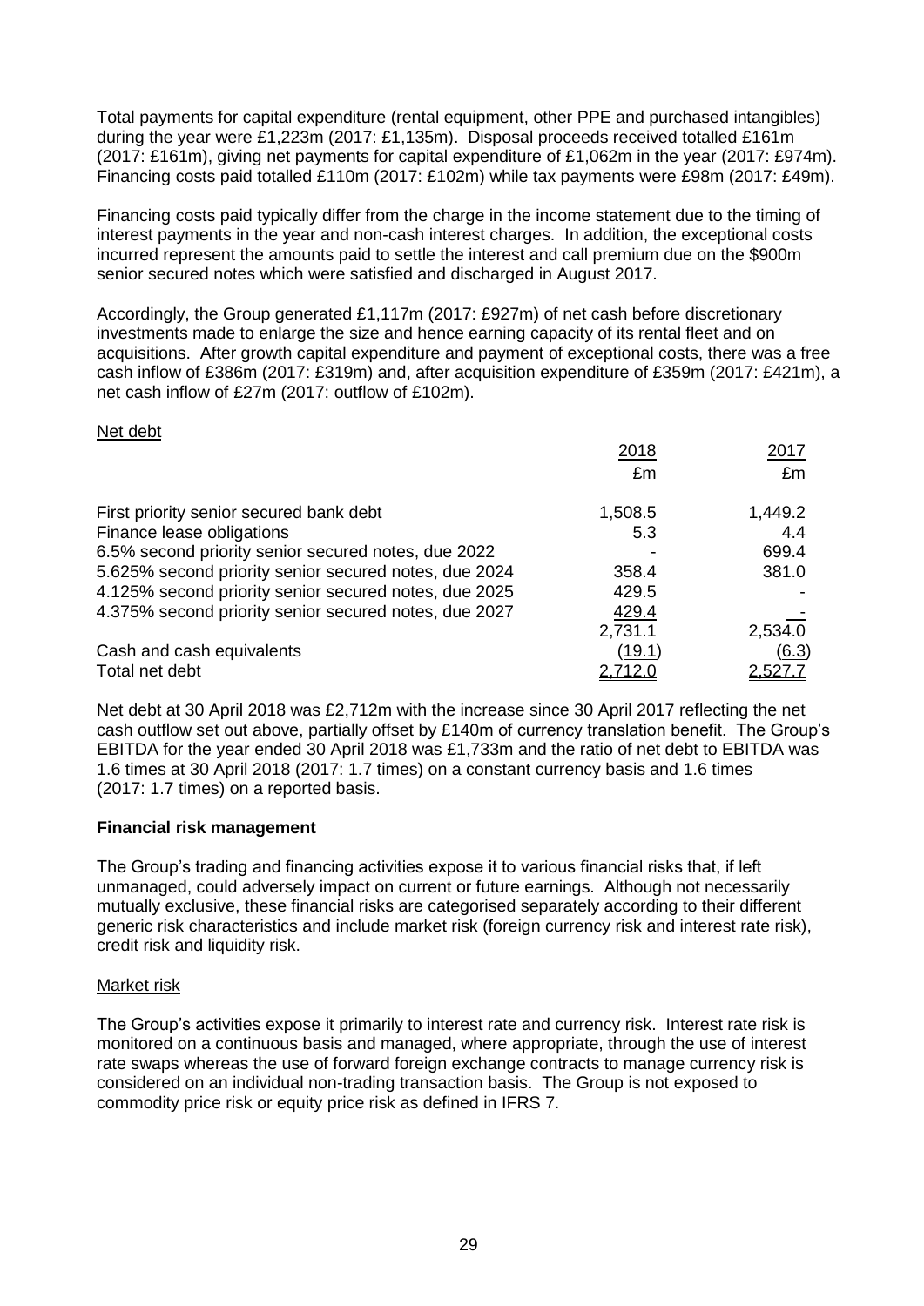Total payments for capital expenditure (rental equipment, other PPE and purchased intangibles) during the year were £1,223m (2017: £1,135m). Disposal proceeds received totalled £161m (2017: £161m), giving net payments for capital expenditure of £1,062m in the year (2017: £974m). Financing costs paid totalled £110m (2017: £102m) while tax payments were £98m (2017: £49m).

Financing costs paid typically differ from the charge in the income statement due to the timing of interest payments in the year and non-cash interest charges. In addition, the exceptional costs incurred represent the amounts paid to settle the interest and call premium due on the $900m senior secured notes which were satisfied and discharged in August 2017.

Accordingly, the Group generated £1,117m (2017: £927m) of net cash before discretionary investments made to enlarge the size and hence earning capacity of its rental fleet and on acquisitions. After growth capital expenditure and payment of exceptional costs, there was a free cash inflow of £386m (2017: £319m) and, after acquisition expenditure of £359m (2017: £421m), a net cash inflow of £27m (2017: outflow of £102m).

Net debt

| | 2018 £m | 2017 £m |
|---|---|---|
| First priority senior secured bank debt | 1,508.5 | 1,449.2 |
| Finance lease obligations | 5.3 | 4.4 |
| 6.5% second priority senior secured notes, due 2022 | - | 699.4 |
| 5.625% second priority senior secured notes, due 2024 | 358.4 | 381.0 |
| 4.125% second priority senior secured notes, due 2025 | 429.5 | - |
| 4.375% second priority senior secured notes, due 2027 | 429.4 | - |
| | 2,731.1 | 2,534.0 |
| Cash and cash equivalents | (19.1) | (6.3) |
| Total net debt | 2,712.0 | 2,527.7 |

Net debt at 30 April 2018 was £2,712m with the increase since 30 April 2017 reflecting the net cash outflow set out above, partially offset by £140m of currency translation benefit. The Group's EBITDA for the year ended 30 April 2018 was £1,733m and the ratio of net debt to EBITDA was 1.6 times at 30 April 2018 (2017: 1.7 times) on a constant currency basis and 1.6 times (2017: 1.7 times) on a reported basis.

**Financial risk management**

The Group's trading and financing activities expose it to various financial risks that, if left unmanaged, could adversely impact on current or future earnings. Although not necessarily mutually exclusive, these financial risks are categorised separately according to their different generic risk characteristics and include market risk (foreign currency risk and interest rate risk), credit risk and liquidity risk.

Market risk

The Group's activities expose it primarily to interest rate and currency risk. Interest rate risk is monitored on a continuous basis and managed, where appropriate, through the use of interest rate swaps whereas the use of forward foreign exchange contracts to manage currency risk is considered on an individual non-trading transaction basis. The Group is not exposed to commodity price risk or equity price risk as defined in IFRS 7.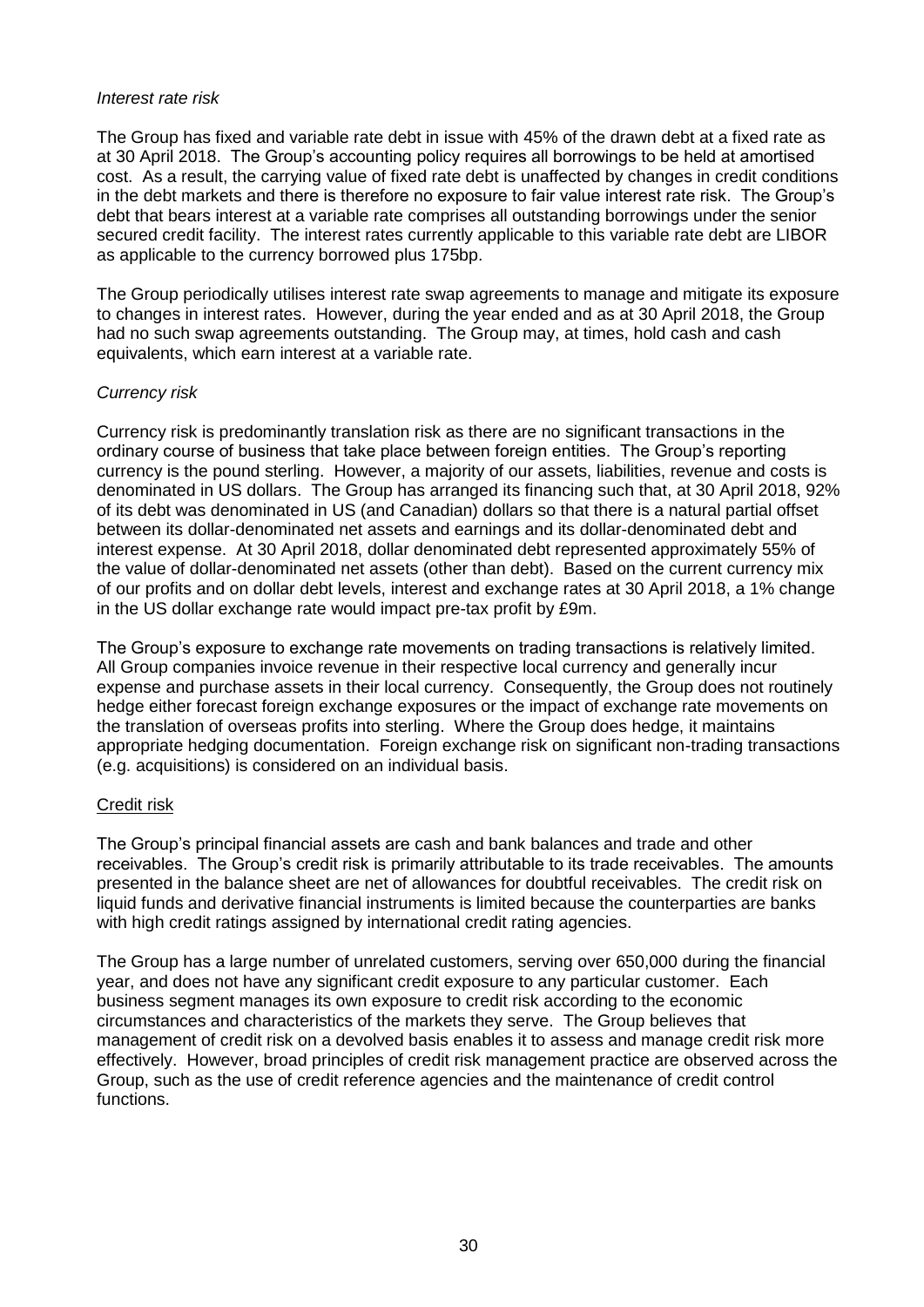*Interest rate risk*

The Group has fixed and variable rate debt in issue with 45% of the drawn debt at a fixed rate as at 30 April 2018. The Group's accounting policy requires all borrowings to be held at amortised cost. As a result, the carrying value of fixed rate debt is unaffected by changes in credit conditions in the debt markets and there is therefore no exposure to fair value interest rate risk. The Group's debt that bears interest at a variable rate comprises all outstanding borrowings under the senior secured credit facility. The interest rates currently applicable to this variable rate debt are LIBOR as applicable to the currency borrowed plus 175bp.

The Group periodically utilises interest rate swap agreements to manage and mitigate its exposure to changes in interest rates. However, during the year ended and as at 30 April 2018, the Group had no such swap agreements outstanding. The Group may, at times, hold cash and cash equivalents, which earn interest at a variable rate.

*Currency risk*

Currency risk is predominantly translation risk as there are no significant transactions in the ordinary course of business that take place between foreign entities. The Group's reporting currency is the pound sterling. However, a majority of our assets, liabilities, revenue and costs is denominated in US dollars. The Group has arranged its financing such that, at 30 April 2018, 92% of its debt was denominated in US (and Canadian) dollars so that there is a natural partial offset between its dollar-denominated net assets and earnings and its dollar-denominated debt and interest expense. At 30 April 2018, dollar denominated debt represented approximately 55% of the value of dollar-denominated net assets (other than debt). Based on the current currency mix of our profits and on dollar debt levels, interest and exchange rates at 30 April 2018, a 1% change in the US dollar exchange rate would impact pre-tax profit by £9m.

The Group's exposure to exchange rate movements on trading transactions is relatively limited. All Group companies invoice revenue in their respective local currency and generally incur expense and purchase assets in their local currency. Consequently, the Group does not routinely hedge either forecast foreign exchange exposures or the impact of exchange rate movements on the translation of overseas profits into sterling. Where the Group does hedge, it maintains appropriate hedging documentation. Foreign exchange risk on significant non-trading transactions (e.g. acquisitions) is considered on an individual basis.

Credit risk

The Group's principal financial assets are cash and bank balances and trade and other receivables. The Group's credit risk is primarily attributable to its trade receivables. The amounts presented in the balance sheet are net of allowances for doubtful receivables. The credit risk on liquid funds and derivative financial instruments is limited because the counterparties are banks with high credit ratings assigned by international credit rating agencies.

The Group has a large number of unrelated customers, serving over 650,000 during the financial year, and does not have any significant credit exposure to any particular customer. Each business segment manages its own exposure to credit risk according to the economic circumstances and characteristics of the markets they serve. The Group believes that management of credit risk on a devolved basis enables it to assess and manage credit risk more effectively. However, broad principles of credit risk management practice are observed across the Group, such as the use of credit reference agencies and the maintenance of credit control functions.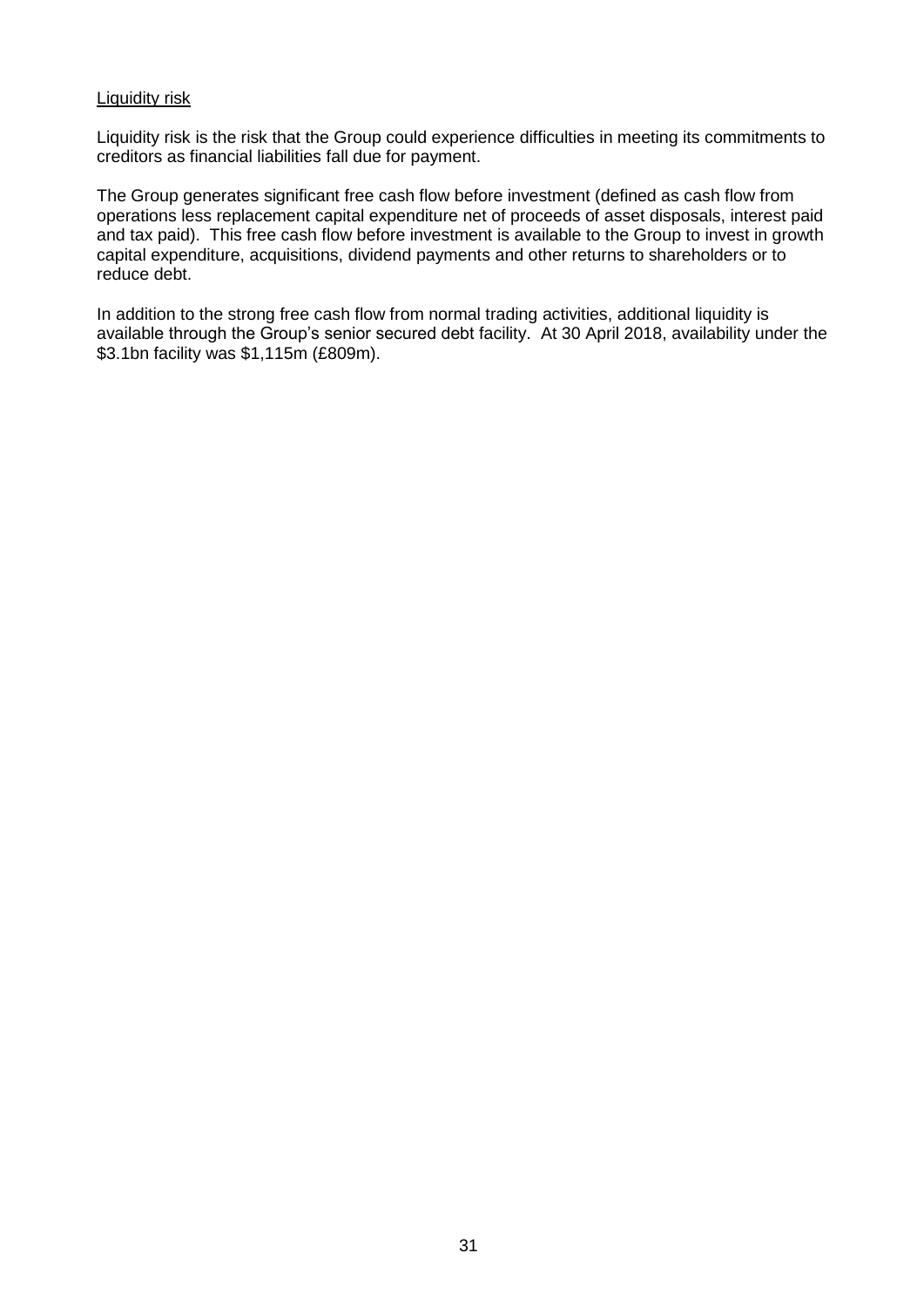Liquidity risk

Liquidity risk is the risk that the Group could experience difficulties in meeting its commitments to creditors as financial liabilities fall due for payment.

The Group generates significant free cash flow before investment (defined as cash flow from operations less replacement capital expenditure net of proceeds of asset disposals, interest paid and tax paid). This free cash flow before investment is available to the Group to invest in growth capital expenditure, acquisitions, dividend payments and other returns to shareholders or to reduce debt.

In addition to the strong free cash flow from normal trading activities, additional liquidity is available through the Group's senior secured debt facility. At 30 April 2018, availability under the $3.1bn facility was $1,115m (£809m).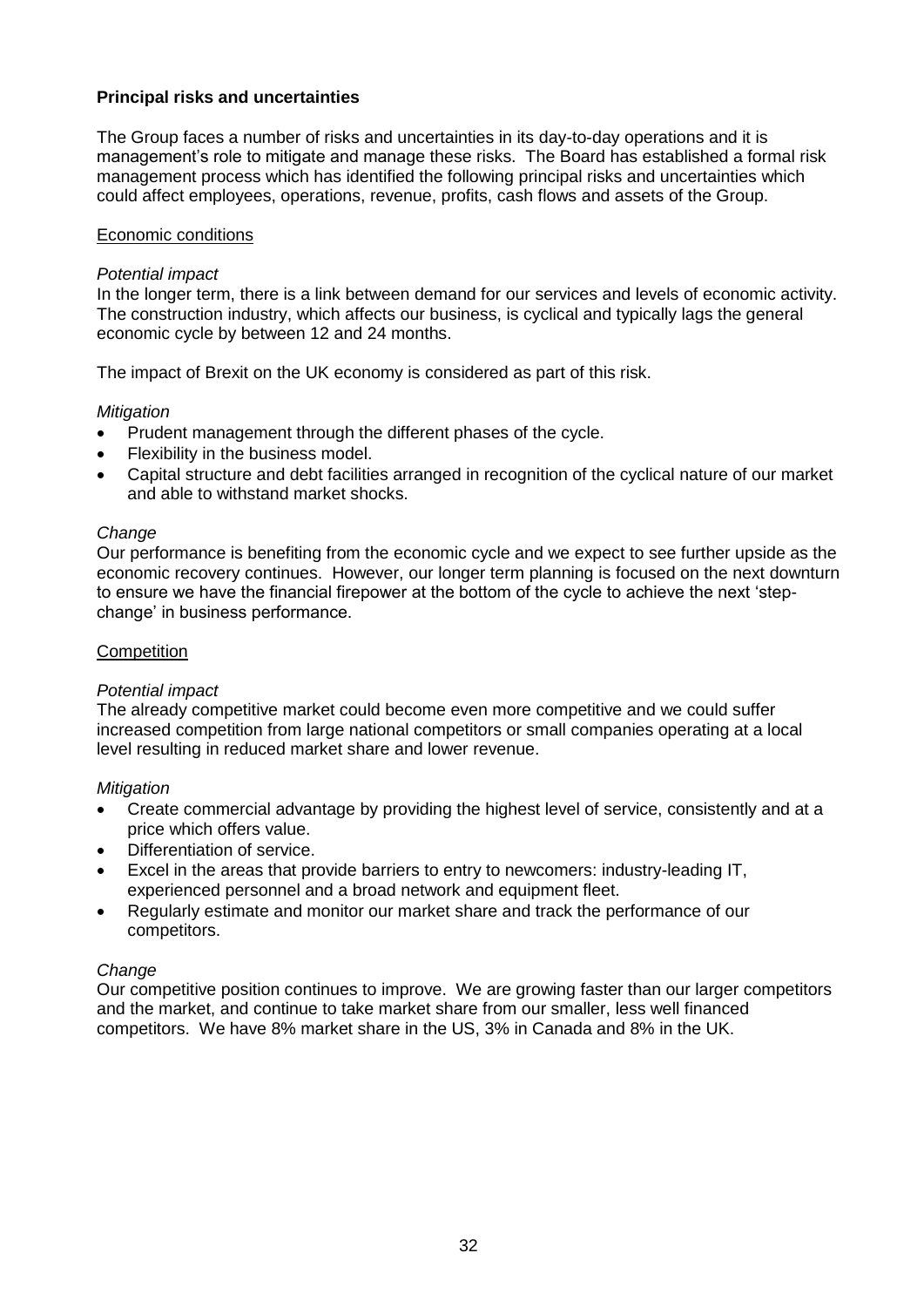**Principal risks and uncertainties**

The Group faces a number of risks and uncertainties in its day-to-day operations and it is management's role to mitigate and manage these risks. The Board has established a formal risk management process which has identified the following principal risks and uncertainties which could affect employees, operations, revenue, profits, cash flows and assets of the Group.

Economic conditions

*Potential impact*
In the longer term, there is a link between demand for our services and levels of economic activity. The construction industry, which affects our business, is cyclical and typically lags the general economic cycle by between 12 and 24 months.

The impact of Brexit on the UK economy is considered as part of this risk.

*Mitigation*

- Prudent management through the different phases of the cycle.
- Flexibility in the business model.
- Capital structure and debt facilities arranged in recognition of the cyclical nature of our market and able to withstand market shocks.

*Change*
Our performance is benefiting from the economic cycle and we expect to see further upside as the economic recovery continues. However, our longer term planning is focused on the next downturn to ensure we have the financial firepower at the bottom of the cycle to achieve the next 'step-change' in business performance.

Competition

*Potential impact*
The already competitive market could become even more competitive and we could suffer increased competition from large national competitors or small companies operating at a local level resulting in reduced market share and lower revenue.

*Mitigation*

- Create commercial advantage by providing the highest level of service, consistently and at a price which offers value.
- Differentiation of service.
- Excel in the areas that provide barriers to entry to newcomers: industry-leading IT, experienced personnel and a broad network and equipment fleet.
- Regularly estimate and monitor our market share and track the performance of our competitors.

*Change*
Our competitive position continues to improve. We are growing faster than our larger competitors and the market, and continue to take market share from our smaller, less well financed competitors. We have 8% market share in the US, 3% in Canada and 8% in the UK.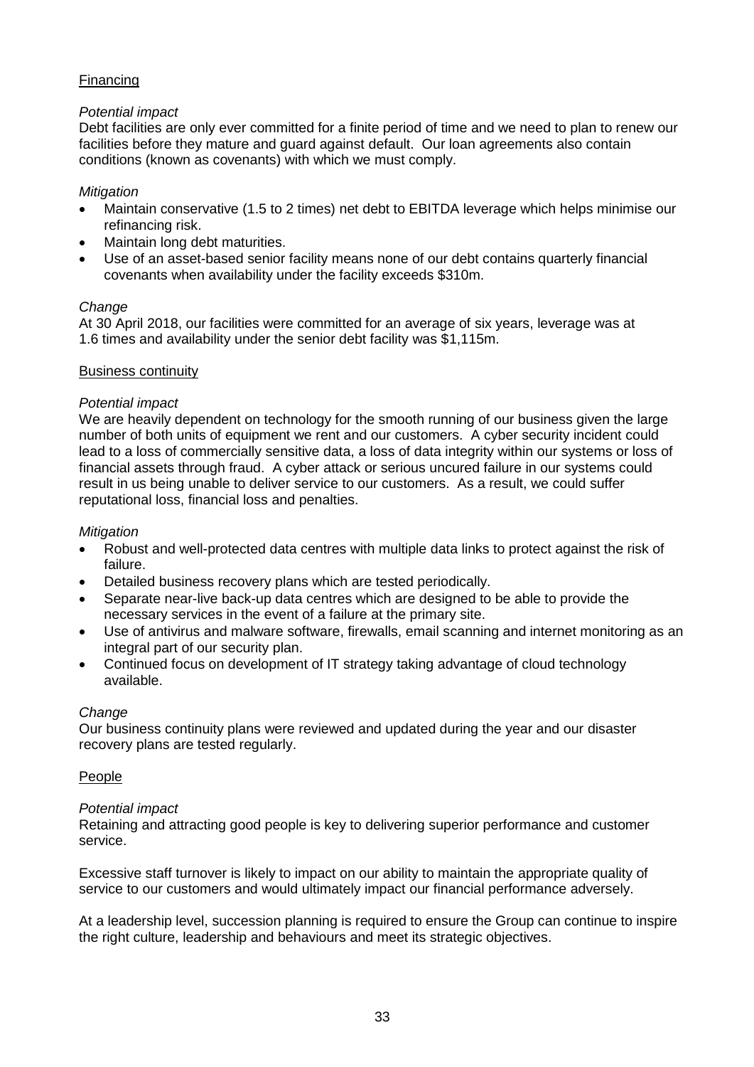<u>Financing</u>

*Potential impact*

Debt facilities are only ever committed for a finite period of time and we need to plan to renew our facilities before they mature and guard against default. Our loan agreements also contain conditions (known as covenants) with which we must comply.

*Mitigation*

- Maintain conservative (1.5 to 2 times) net debt to EBITDA leverage which helps minimise our refinancing risk.
- Maintain long debt maturities.
- Use of an asset-based senior facility means none of our debt contains quarterly financial covenants when availability under the facility exceeds $310m.

*Change*

At 30 April 2018, our facilities were committed for an average of six years, leverage was at 1.6 times and availability under the senior debt facility was $1,115m.

<u>Business continuity</u>

*Potential impact*

We are heavily dependent on technology for the smooth running of our business given the large number of both units of equipment we rent and our customers. A cyber security incident could lead to a loss of commercially sensitive data, a loss of data integrity within our systems or loss of financial assets through fraud. A cyber attack or serious uncured failure in our systems could result in us being unable to deliver service to our customers. As a result, we could suffer reputational loss, financial loss and penalties.

*Mitigation*

- Robust and well-protected data centres with multiple data links to protect against the risk of failure.
- Detailed business recovery plans which are tested periodically.
- Separate near-live back-up data centres which are designed to be able to provide the necessary services in the event of a failure at the primary site.
- Use of antivirus and malware software, firewalls, email scanning and internet monitoring as an integral part of our security plan.
- Continued focus on development of IT strategy taking advantage of cloud technology available.

*Change*

Our business continuity plans were reviewed and updated during the year and our disaster recovery plans are tested regularly.

<u>People</u>

*Potential impact*

Retaining and attracting good people is key to delivering superior performance and customer service.

Excessive staff turnover is likely to impact on our ability to maintain the appropriate quality of service to our customers and would ultimately impact our financial performance adversely.

At a leadership level, succession planning is required to ensure the Group can continue to inspire the right culture, leadership and behaviours and meet its strategic objectives.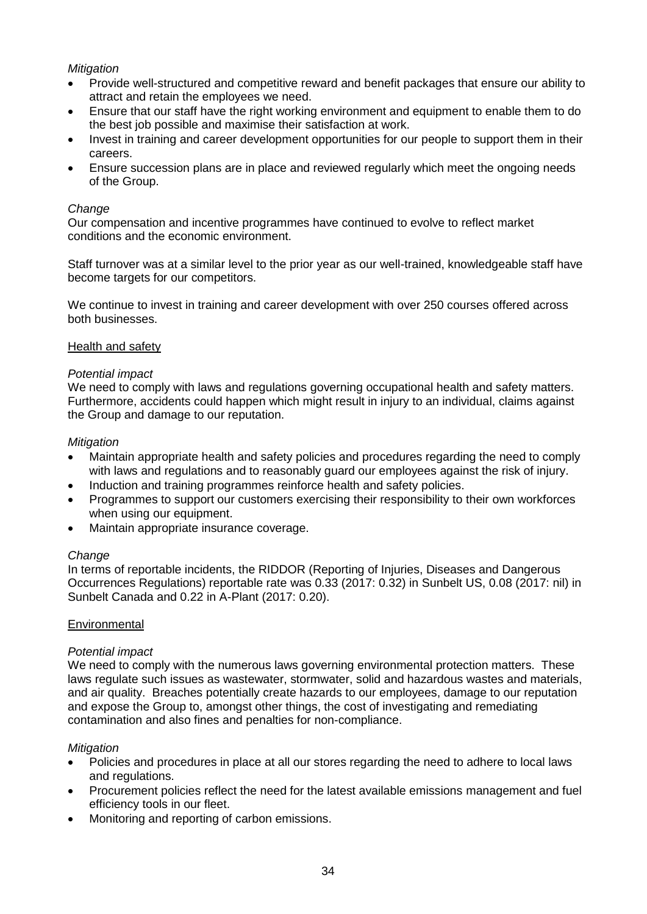*Mitigation*

- Provide well-structured and competitive reward and benefit packages that ensure our ability to attract and retain the employees we need.
- Ensure that our staff have the right working environment and equipment to enable them to do the best job possible and maximise their satisfaction at work.
- Invest in training and career development opportunities for our people to support them in their careers.
- Ensure succession plans are in place and reviewed regularly which meet the ongoing needs of the Group.

*Change*

Our compensation and incentive programmes have continued to evolve to reflect market conditions and the economic environment.

Staff turnover was at a similar level to the prior year as our well-trained, knowledgeable staff have become targets for our competitors.

We continue to invest in training and career development with over 250 courses offered across both businesses.

<u>Health and safety</u>

*Potential impact*

We need to comply with laws and regulations governing occupational health and safety matters. Furthermore, accidents could happen which might result in injury to an individual, claims against the Group and damage to our reputation.

*Mitigation*

- Maintain appropriate health and safety policies and procedures regarding the need to comply with laws and regulations and to reasonably guard our employees against the risk of injury.
- Induction and training programmes reinforce health and safety policies.
- Programmes to support our customers exercising their responsibility to their own workforces when using our equipment.
- Maintain appropriate insurance coverage.

*Change*

In terms of reportable incidents, the RIDDOR (Reporting of Injuries, Diseases and Dangerous Occurrences Regulations) reportable rate was 0.33 (2017: 0.32) in Sunbelt US, 0.08 (2017: nil) in Sunbelt Canada and 0.22 in A-Plant (2017: 0.20).

<u>Environmental</u>

*Potential impact*

We need to comply with the numerous laws governing environmental protection matters. These laws regulate such issues as wastewater, stormwater, solid and hazardous wastes and materials, and air quality. Breaches potentially create hazards to our employees, damage to our reputation and expose the Group to, amongst other things, the cost of investigating and remediating contamination and also fines and penalties for non-compliance.

*Mitigation*

- Policies and procedures in place at all our stores regarding the need to adhere to local laws and regulations.
- Procurement policies reflect the need for the latest available emissions management and fuel efficiency tools in our fleet.
- Monitoring and reporting of carbon emissions.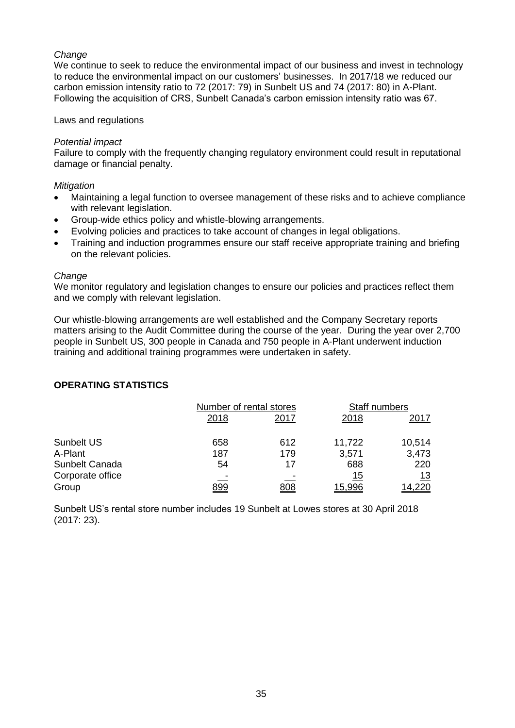*Change*

We continue to seek to reduce the environmental impact of our business and invest in technology to reduce the environmental impact on our customers' businesses. In 2017/18 we reduced our carbon emission intensity ratio to 72 (2017: 79) in Sunbelt US and 74 (2017: 80) in A-Plant. Following the acquisition of CRS, Sunbelt Canada's carbon emission intensity ratio was 67.

Laws and regulations

*Potential impact*

Failure to comply with the frequently changing regulatory environment could result in reputational damage or financial penalty.

*Mitigation*

- Maintaining a legal function to oversee management of these risks and to achieve compliance with relevant legislation.
- Group-wide ethics policy and whistle-blowing arrangements.
- Evolving policies and practices to take account of changes in legal obligations.
- Training and induction programmes ensure our staff receive appropriate training and briefing on the relevant policies.

*Change*

We monitor regulatory and legislation changes to ensure our policies and practices reflect them and we comply with relevant legislation.

Our whistle-blowing arrangements are well established and the Company Secretary reports matters arising to the Audit Committee during the course of the year. During the year over 2,700 people in Sunbelt US, 300 people in Canada and 750 people in A-Plant underwent induction training and additional training programmes were undertaken in safety.

## OPERATING STATISTICS

| | Number of rental stores | | Staff numbers | |
|---|---|---|---|---|
| | 2018 | 2017 | 2018 | 2017 |
| Sunbelt US | 658 | 612 | 11,722 | 10,514 |
| A-Plant | 187 | 179 | 3,571 | 3,473 |
| Sunbelt Canada | 54 | 17 | 688 | 220 |
| Corporate office | - | - | 15 | 13 |
| Group | 899 | 808 | 15,996 | 14,220 |

Sunbelt US's rental store number includes 19 Sunbelt at Lowes stores at 30 April 2018 (2017: 23).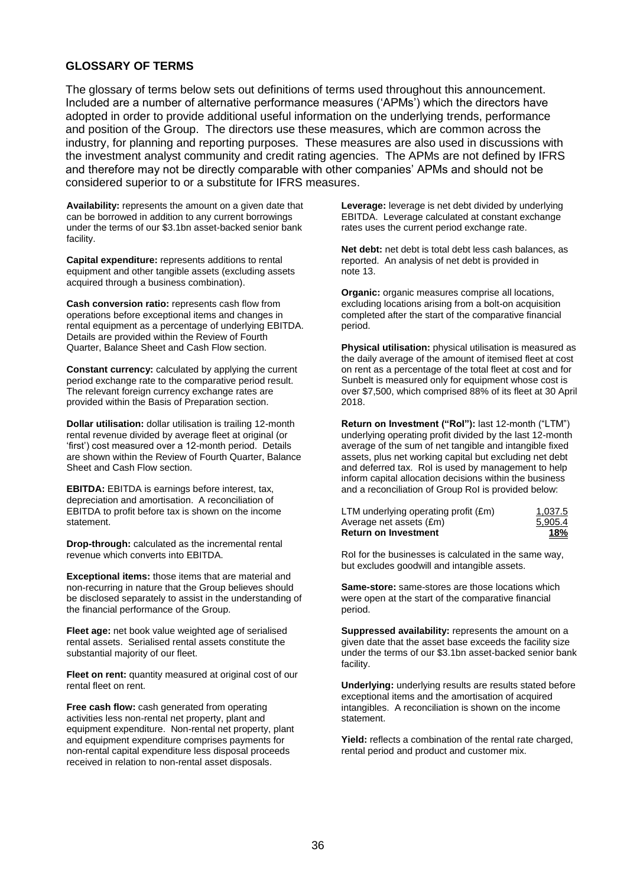## GLOSSARY OF TERMS

The glossary of terms below sets out definitions of terms used throughout this announcement. Included are a number of alternative performance measures ('APMs') which the directors have adopted in order to provide additional useful information on the underlying trends, performance and position of the Group. The directors use these measures, which are common across the industry, for planning and reporting purposes. These measures are also used in discussions with the investment analyst community and credit rating agencies. The APMs are not defined by IFRS and therefore may not be directly comparable with other companies' APMs and should not be considered superior to or a substitute for IFRS measures.

**Availability:** represents the amount on a given date that can be borrowed in addition to any current borrowings under the terms of our $3.1bn asset-backed senior bank facility.

**Capital expenditure:** represents additions to rental equipment and other tangible assets (excluding assets acquired through a business combination).

**Cash conversion ratio:** represents cash flow from operations before exceptional items and changes in rental equipment as a percentage of underlying EBITDA. Details are provided within the Review of Fourth Quarter, Balance Sheet and Cash Flow section.

**Constant currency:** calculated by applying the current period exchange rate to the comparative period result. The relevant foreign currency exchange rates are provided within the Basis of Preparation section.

**Dollar utilisation:** dollar utilisation is trailing 12-month rental revenue divided by average fleet at original (or 'first') cost measured over a 12-month period. Details are shown within the Review of Fourth Quarter, Balance Sheet and Cash Flow section.

**EBITDA:** EBITDA is earnings before interest, tax, depreciation and amortisation. A reconciliation of EBITDA to profit before tax is shown on the income statement.

**Drop-through:** calculated as the incremental rental revenue which converts into EBITDA.

**Exceptional items:** those items that are material and non-recurring in nature that the Group believes should be disclosed separately to assist in the understanding of the financial performance of the Group.

**Fleet age:** net book value weighted age of serialised rental assets. Serialised rental assets constitute the substantial majority of our fleet.

**Fleet on rent:** quantity measured at original cost of our rental fleet on rent.

**Free cash flow:** cash generated from operating activities less non-rental net property, plant and equipment expenditure. Non-rental net property, plant and equipment expenditure comprises payments for non-rental capital expenditure less disposal proceeds received in relation to non-rental asset disposals.

**Leverage:** leverage is net debt divided by underlying EBITDA. Leverage calculated at constant exchange rates uses the current period exchange rate.

**Net debt:** net debt is total debt less cash balances, as reported. An analysis of net debt is provided in note 13.

**Organic:** organic measures comprise all locations, excluding locations arising from a bolt-on acquisition completed after the start of the comparative financial period.

**Physical utilisation:** physical utilisation is measured as the daily average of the amount of itemised fleet at cost on rent as a percentage of the total fleet at cost and for Sunbelt is measured only for equipment whose cost is over $7,500, which comprised 88% of its fleet at 30 April 2018.

**Return on Investment ("RoI"):** last 12-month ("LTM") underlying operating profit divided by the last 12-month average of the sum of net tangible and intangible fixed assets, plus net working capital but excluding net debt and deferred tax. RoI is used by management to help inform capital allocation decisions within the business and a reconciliation of Group RoI is provided below:

| | |
|---|---|
| LTM underlying operating profit (£m) | 1,037.5 |
| Average net assets (£m) | 5,905.4 |
| **Return on Investment** | **18%** |

RoI for the businesses is calculated in the same way, but excludes goodwill and intangible assets.

**Same-store:** same-stores are those locations which were open at the start of the comparative financial period.

**Suppressed availability:** represents the amount on a given date that the asset base exceeds the facility size under the terms of our $3.1bn asset-backed senior bank facility.

**Underlying:** underlying results are results stated before exceptional items and the amortisation of acquired intangibles. A reconciliation is shown on the income statement.

**Yield:** reflects a combination of the rental rate charged, rental period and product and customer mix.